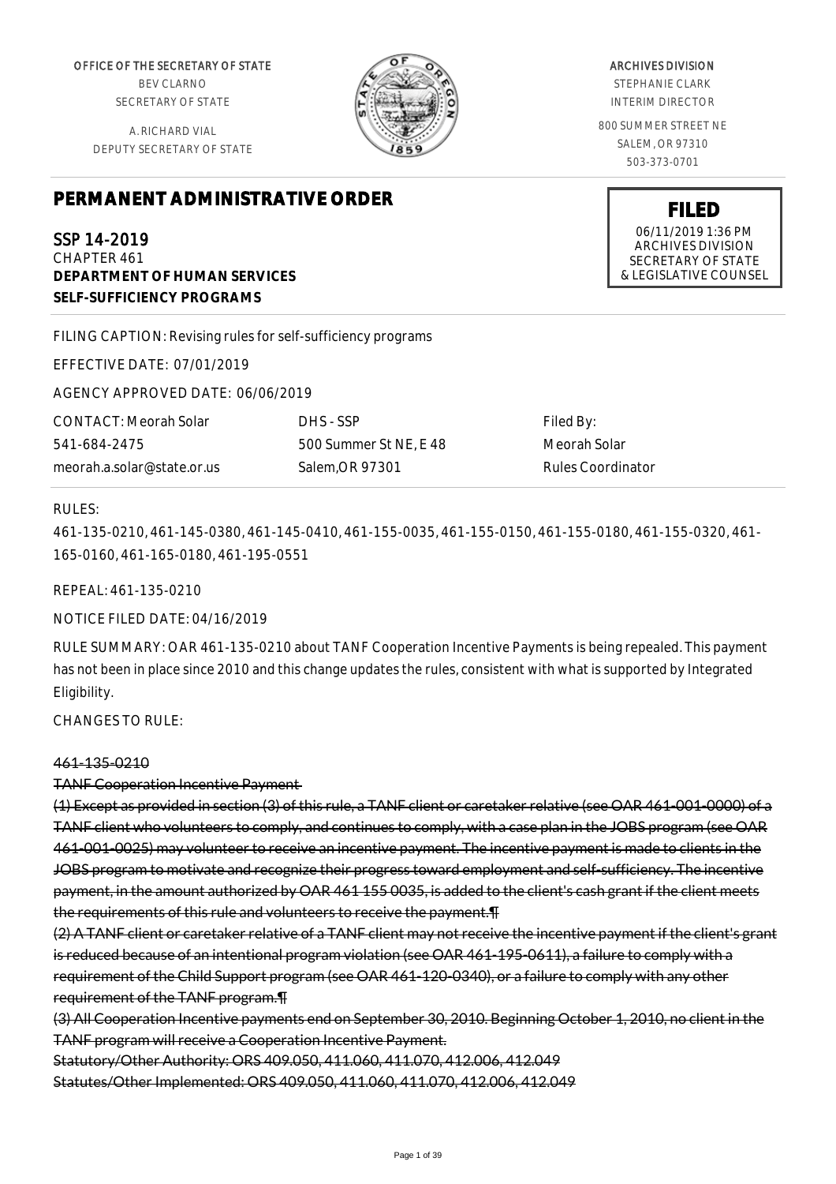OFFICE OF THE SECRETARY OF STATE
BEV CLARNO
SECRETARY OF STATE

A. RICHARD VIAL
DEPUTY SECRETARY OF STATE

ARCHIVES DIVISION
STEPHANIE CLARK
INTERIM DIRECTOR

800 SUMMER STREET NE
SALEM, OR 97310
503-373-0701

# PERMANENT ADMINISTRATIVE ORDER

**FILED**
06/11/2019 1:36 PM
ARCHIVES DIVISION
SECRETARY OF STATE
& LEGISLATIVE COUNSEL

SSP 14-2019
CHAPTER 461
**DEPARTMENT OF HUMAN SERVICES**
**SELF-SUFFICIENCY PROGRAMS**

FILING CAPTION: Revising rules for self-sufficiency programs

EFFECTIVE DATE: 07/01/2019

AGENCY APPROVED DATE: 06/06/2019

| CONTACT: Meorah Solar | DHS - SSP | Filed By: |
|---|---|---|
| 541-684-2475 | 500 Summer St NE, E 48 | Meorah Solar |
| meorah.a.solar@state.or.us | Salem,OR 97301 | Rules Coordinator |

RULES:

461-135-0210, 461-145-0380, 461-145-0410, 461-155-0035, 461-155-0150, 461-155-0180, 461-155-0320, 461-165-0160, 461-165-0180, 461-195-0551

REPEAL: 461-135-0210

NOTICE FILED DATE: 04/16/2019

RULE SUMMARY: OAR 461-135-0210 about TANF Cooperation Incentive Payments is being repealed. This payment has not been in place since 2010 and this change updates the rules, consistent with what is supported by Integrated Eligibility.

CHANGES TO RULE:

~~461-135-0210~~

~~TANF Cooperation Incentive Payment~~

~~(1) Except as provided in section (3) of this rule, a TANF client or caretaker relative (see OAR 461-001-0000) of a TANF client who volunteers to comply, and continues to comply, with a case plan in the JOBS program (see OAR 461-001-0025) may volunteer to receive an incentive payment. The incentive payment is made to clients in the JOBS program to motivate and recognize their progress toward employment and self-sufficiency. The incentive payment, in the amount authorized by OAR 461 155 0035, is added to the client's cash grant if the client meets the requirements of this rule and volunteers to receive the payment.¶~~

~~(2) A TANF client or caretaker relative of a TANF client may not receive the incentive payment if the client's grant is reduced because of an intentional program violation (see OAR 461-195-0611), a failure to comply with a requirement of the Child Support program (see OAR 461-120-0340), or a failure to comply with any other requirement of the TANF program.¶~~

~~(3) All Cooperation Incentive payments end on September 30, 2010. Beginning October 1, 2010, no client in the TANF program will receive a Cooperation Incentive Payment.~~

~~Statutory/Other Authority: ORS 409.050, 411.060, 411.070, 412.006, 412.049~~

~~Statutes/Other Implemented: ORS 409.050, 411.060, 411.070, 412.006, 412.049~~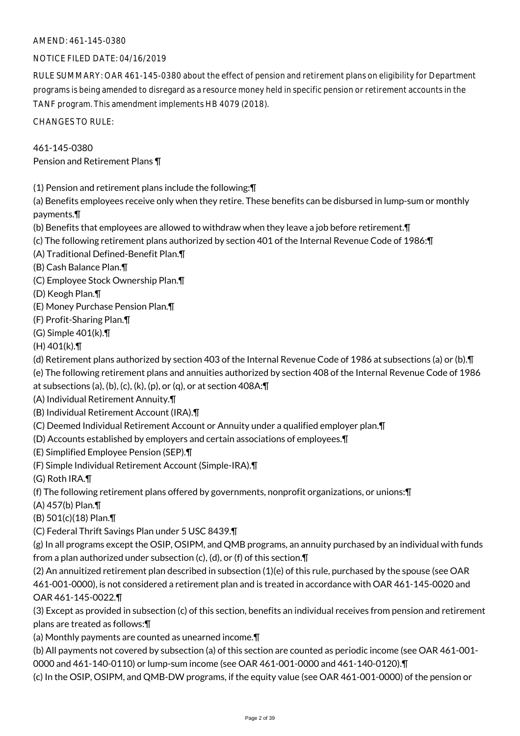AMEND: 461-145-0380

NOTICE FILED DATE: 04/16/2019

RULE SUMMARY: OAR 461-145-0380 about the effect of pension and retirement plans on eligibility for Department programs is being amended to disregard as a resource money held in specific pension or retirement accounts in the TANF program. This amendment implements HB 4079 (2018).

CHANGES TO RULE:

461-145-0380
Pension and Retirement Plans ¶

(1) Pension and retirement plans include the following:¶
(a) Benefits employees receive only when they retire. These benefits can be disbursed in lump-sum or monthly payments.¶
(b) Benefits that employees are allowed to withdraw when they leave a job before retirement.¶
(c) The following retirement plans authorized by section 401 of the Internal Revenue Code of 1986:¶
(A) Traditional Defined-Benefit Plan.¶
(B) Cash Balance Plan.¶
(C) Employee Stock Ownership Plan.¶
(D) Keogh Plan.¶
(E) Money Purchase Pension Plan.¶
(F) Profit-Sharing Plan.¶
(G) Simple 401(k).¶
(H) 401(k).¶
(d) Retirement plans authorized by section 403 of the Internal Revenue Code of 1986 at subsections (a) or (b).¶
(e) The following retirement plans and annuities authorized by section 408 of the Internal Revenue Code of 1986 at subsections (a), (b), (c), (k), (p), or (q), or at section 408A:¶
(A) Individual Retirement Annuity.¶
(B) Individual Retirement Account (IRA).¶
(C) Deemed Individual Retirement Account or Annuity under a qualified employer plan.¶
(D) Accounts established by employers and certain associations of employees.¶
(E) Simplified Employee Pension (SEP).¶
(F) Simple Individual Retirement Account (Simple-IRA).¶
(G) Roth IRA.¶
(f) The following retirement plans offered by governments, nonprofit organizations, or unions:¶
(A) 457(b) Plan.¶
(B) 501(c)(18) Plan.¶
(C) Federal Thrift Savings Plan under 5 USC 8439.¶
(g) In all programs except the OSIP, OSIPM, and QMB programs, an annuity purchased by an individual with funds from a plan authorized under subsection (c), (d), or (f) of this section.¶
(2) An annuitized retirement plan described in subsection (1)(e) of this rule, purchased by the spouse (see OAR 461-001-0000), is not considered a retirement plan and is treated in accordance with OAR 461-145-0020 and OAR 461-145-0022.¶
(3) Except as provided in subsection (c) of this section, benefits an individual receives from pension and retirement plans are treated as follows:¶
(a) Monthly payments are counted as unearned income.¶
(b) All payments not covered by subsection (a) of this section are counted as periodic income (see OAR 461-001-0000 and 461-140-0110) or lump-sum income (see OAR 461-001-0000 and 461-140-0120).¶
(c) In the OSIP, OSIPM, and QMB-DW programs, if the equity value (see OAR 461-001-0000) of the pension or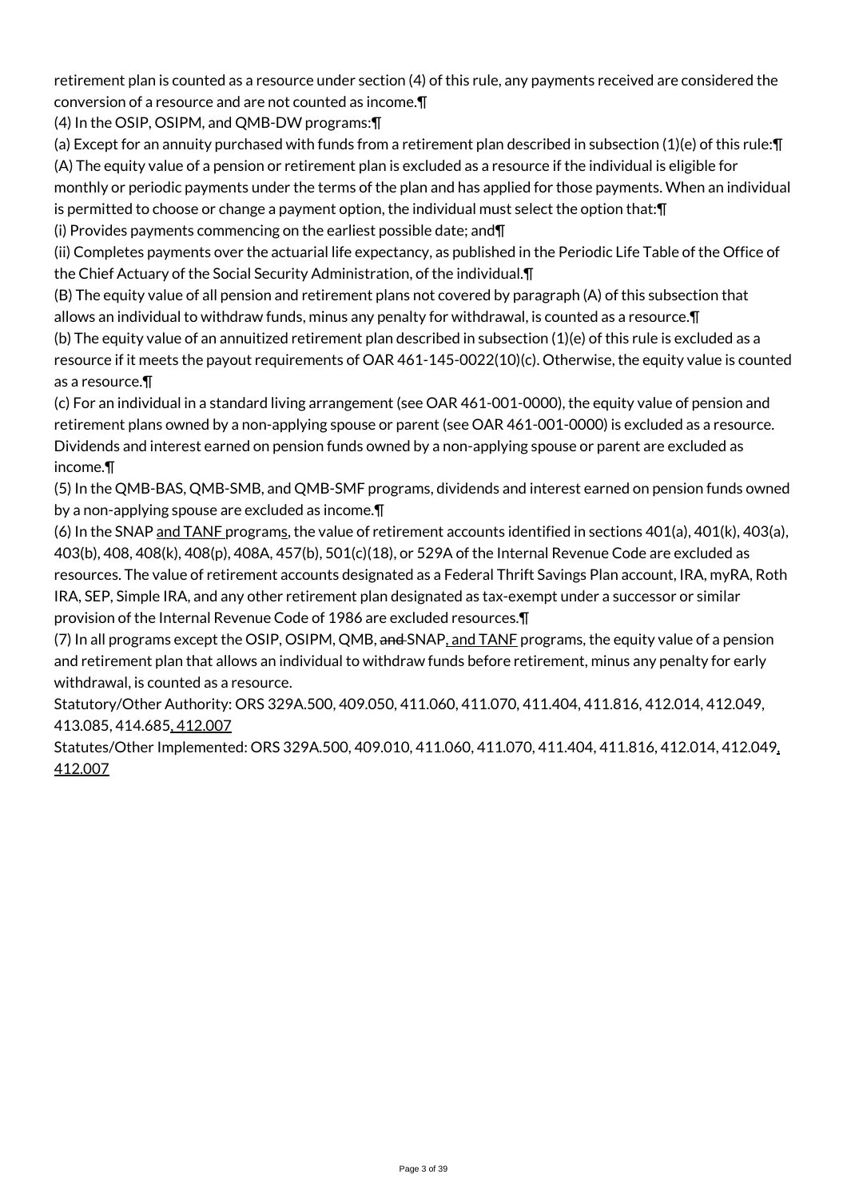retirement plan is counted as a resource under section (4) of this rule, any payments received are considered the conversion of a resource and are not counted as income.¶

(4) In the OSIP, OSIPM, and QMB-DW programs:¶

(a) Except for an annuity purchased with funds from a retirement plan described in subsection (1)(e) of this rule:¶

(A) The equity value of a pension or retirement plan is excluded as a resource if the individual is eligible for monthly or periodic payments under the terms of the plan and has applied for those payments. When an individual is permitted to choose or change a payment option, the individual must select the option that:¶

(i) Provides payments commencing on the earliest possible date; and¶

(ii) Completes payments over the actuarial life expectancy, as published in the Periodic Life Table of the Office of the Chief Actuary of the Social Security Administration, of the individual.¶

(B) The equity value of all pension and retirement plans not covered by paragraph (A) of this subsection that allows an individual to withdraw funds, minus any penalty for withdrawal, is counted as a resource.¶

(b) The equity value of an annuitized retirement plan described in subsection (1)(e) of this rule is excluded as a resource if it meets the payout requirements of OAR 461-145-0022(10)(c). Otherwise, the equity value is counted as a resource.¶

(c) For an individual in a standard living arrangement (see OAR 461-001-0000), the equity value of pension and retirement plans owned by a non-applying spouse or parent (see OAR 461-001-0000) is excluded as a resource. Dividends and interest earned on pension funds owned by a non-applying spouse or parent are excluded as income.¶

(5) In the QMB-BAS, QMB-SMB, and QMB-SMF programs, dividends and interest earned on pension funds owned by a non-applying spouse are excluded as income.¶

(6) In the SNAP <u>and TANF</u> program<u>s</u>, the value of retirement accounts identified in sections 401(a), 401(k), 403(a), 403(b), 408, 408(k), 408(p), 408A, 457(b), 501(c)(18), or 529A of the Internal Revenue Code are excluded as resources. The value of retirement accounts designated as a Federal Thrift Savings Plan account, IRA, myRA, Roth IRA, SEP, Simple IRA, and any other retirement plan designated as tax-exempt under a successor or similar provision of the Internal Revenue Code of 1986 are excluded resources.¶

(7) In all programs except the OSIP, OSIPM, QMB, ~~and~~ SNAP<u>, and TANF</u> programs, the equity value of a pension and retirement plan that allows an individual to withdraw funds before retirement, minus any penalty for early withdrawal, is counted as a resource.

Statutory/Other Authority: ORS 329A.500, 409.050, 411.060, 411.070, 411.404, 411.816, 412.014, 412.049, 413.085, 414.685<u>, 412.007</u>

Statutes/Other Implemented: ORS 329A.500, 409.010, 411.060, 411.070, 411.404, 411.816, 412.014, 412.049<u>, 412.007</u>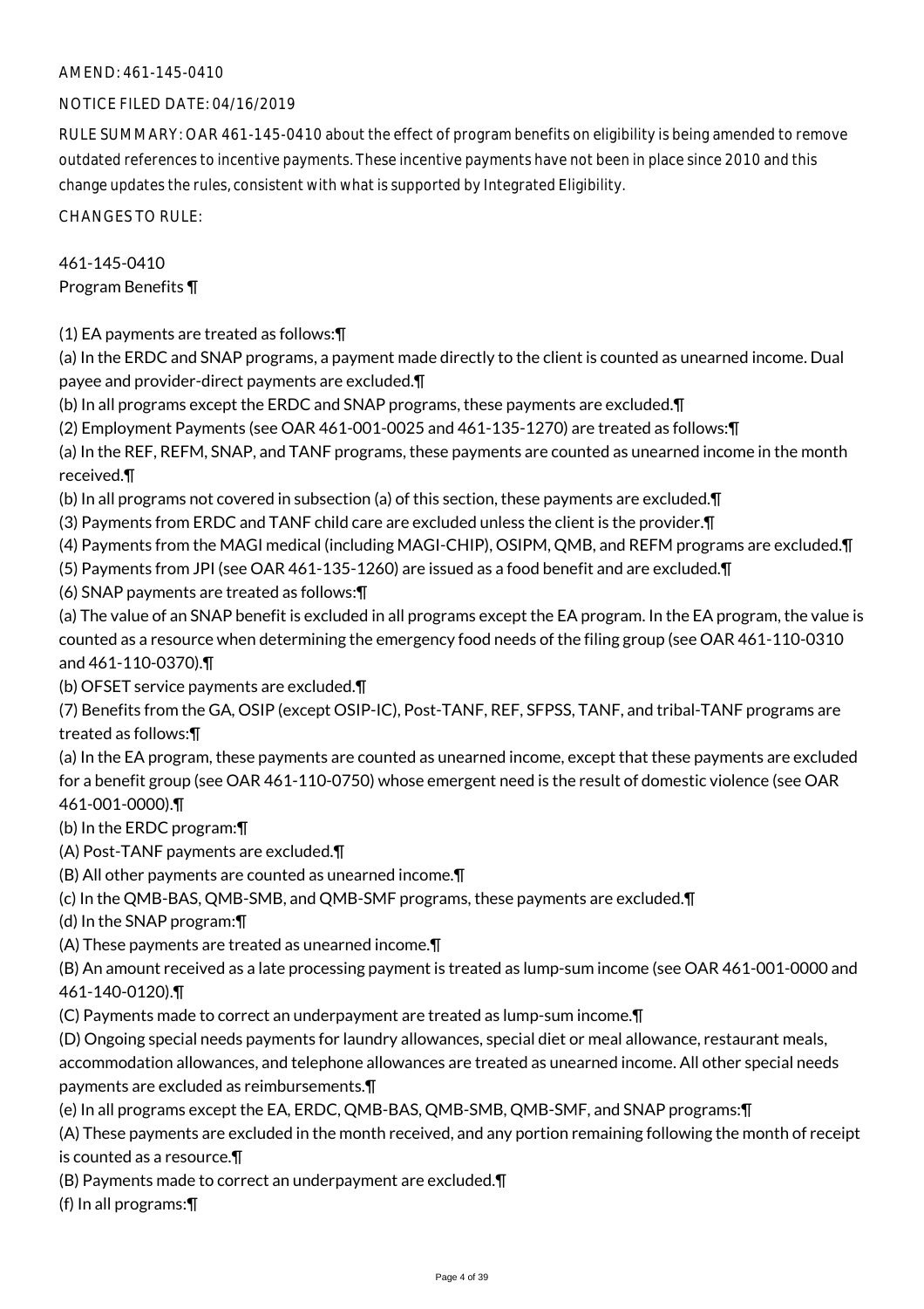AMEND: 461-145-0410

NOTICE FILED DATE: 04/16/2019

RULE SUMMARY: OAR 461-145-0410 about the effect of program benefits on eligibility is being amended to remove outdated references to incentive payments. These incentive payments have not been in place since 2010 and this change updates the rules, consistent with what is supported by Integrated Eligibility.

CHANGES TO RULE:

461-145-0410
Program Benefits ¶

(1) EA payments are treated as follows:¶
(a) In the ERDC and SNAP programs, a payment made directly to the client is counted as unearned income. Dual payee and provider-direct payments are excluded.¶
(b) In all programs except the ERDC and SNAP programs, these payments are excluded.¶
(2) Employment Payments (see OAR 461-001-0025 and 461-135-1270) are treated as follows:¶
(a) In the REF, REFM, SNAP, and TANF programs, these payments are counted as unearned income in the month received.¶
(b) In all programs not covered in subsection (a) of this section, these payments are excluded.¶
(3) Payments from ERDC and TANF child care are excluded unless the client is the provider.¶
(4) Payments from the MAGI medical (including MAGI-CHIP), OSIPM, QMB, and REFM programs are excluded.¶
(5) Payments from JPI (see OAR 461-135-1260) are issued as a food benefit and are excluded.¶
(6) SNAP payments are treated as follows:¶
(a) The value of an SNAP benefit is excluded in all programs except the EA program. In the EA program, the value is counted as a resource when determining the emergency food needs of the filing group (see OAR 461-110-0310 and 461-110-0370).¶
(b) OFSET service payments are excluded.¶
(7) Benefits from the GA, OSIP (except OSIP-IC), Post-TANF, REF, SFPSS, TANF, and tribal-TANF programs are treated as follows:¶
(a) In the EA program, these payments are counted as unearned income, except that these payments are excluded for a benefit group (see OAR 461-110-0750) whose emergent need is the result of domestic violence (see OAR 461-001-0000).¶
(b) In the ERDC program:¶
(A) Post-TANF payments are excluded.¶
(B) All other payments are counted as unearned income.¶
(c) In the QMB-BAS, QMB-SMB, and QMB-SMF programs, these payments are excluded.¶
(d) In the SNAP program:¶
(A) These payments are treated as unearned income.¶
(B) An amount received as a late processing payment is treated as lump-sum income (see OAR 461-001-0000 and 461-140-0120).¶
(C) Payments made to correct an underpayment are treated as lump-sum income.¶
(D) Ongoing special needs payments for laundry allowances, special diet or meal allowance, restaurant meals, accommodation allowances, and telephone allowances are treated as unearned income. All other special needs payments are excluded as reimbursements.¶
(e) In all programs except the EA, ERDC, QMB-BAS, QMB-SMB, QMB-SMF, and SNAP programs:¶
(A) These payments are excluded in the month received, and any portion remaining following the month of receipt is counted as a resource.¶
(B) Payments made to correct an underpayment are excluded.¶
(f) In all programs:¶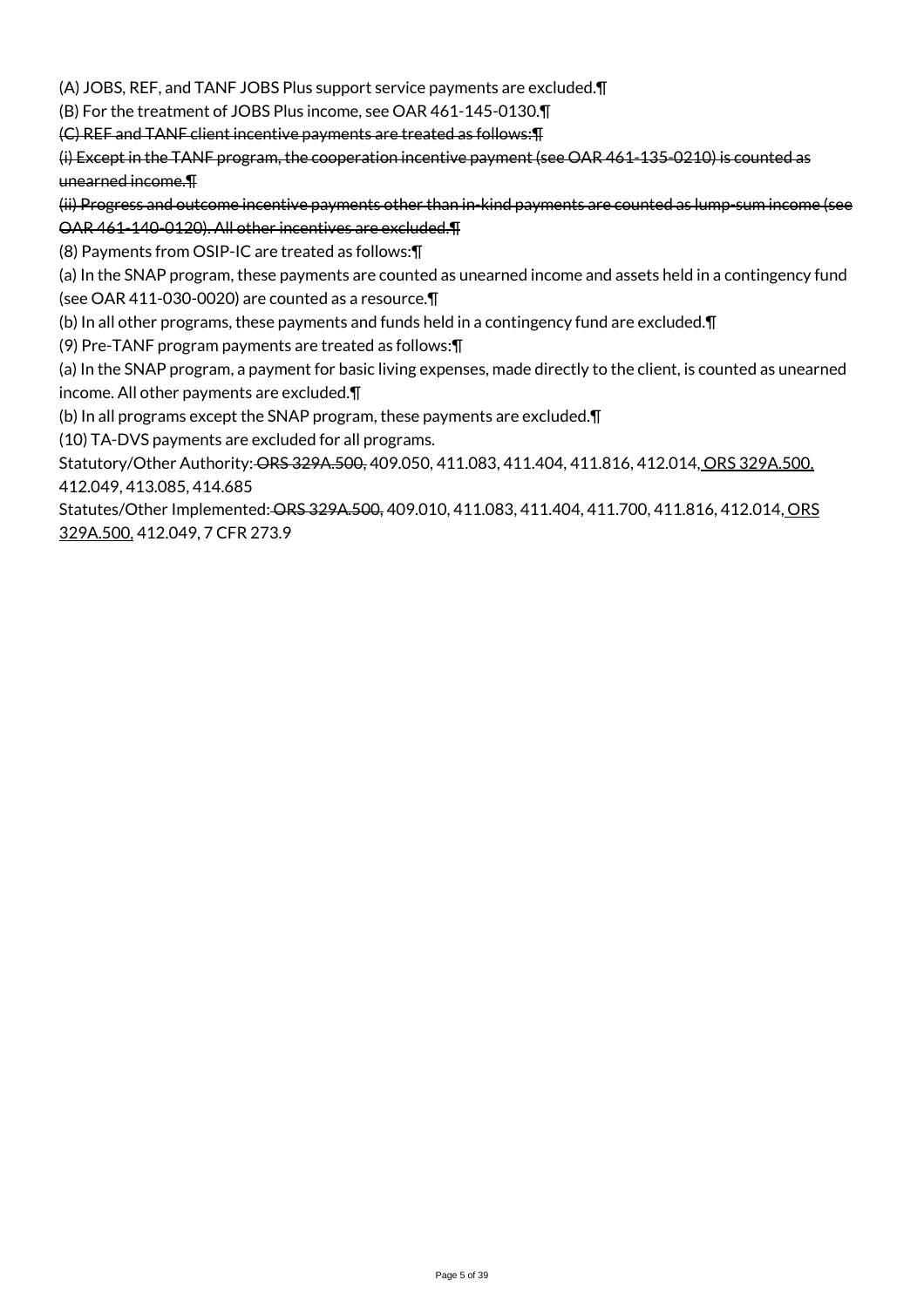(A) JOBS, REF, and TANF JOBS Plus support service payments are excluded.¶

(B) For the treatment of JOBS Plus income, see OAR 461-145-0130.¶

~~(C) REF and TANF client incentive payments are treated as follows:¶~~

~~(i) Except in the TANF program, the cooperation incentive payment (see OAR 461-135-0210) is counted as unearned income.¶~~

~~(ii) Progress and outcome incentive payments other than in-kind payments are counted as lump-sum income (see OAR 461-140-0120). All other incentives are excluded.¶~~

(8) Payments from OSIP-IC are treated as follows:¶

(a) In the SNAP program, these payments are counted as unearned income and assets held in a contingency fund (see OAR 411-030-0020) are counted as a resource.¶

(b) In all other programs, these payments and funds held in a contingency fund are excluded.¶

(9) Pre-TANF program payments are treated as follows:¶

(a) In the SNAP program, a payment for basic living expenses, made directly to the client, is counted as unearned income. All other payments are excluded.¶

(b) In all programs except the SNAP program, these payments are excluded.¶

(10) TA-DVS payments are excluded for all programs.

Statutory/Other Authority: ~~ORS 329A.500,~~ 409.050, 411.083, 411.404, 411.816, 412.014, <u>ORS 329A.500,</u> 412.049, 413.085, 414.685

Statutes/Other Implemented: ~~ORS 329A.500,~~ 409.010, 411.083, 411.404, 411.700, 411.816, 412.014, <u>ORS 329A.500,</u> 412.049, 7 CFR 273.9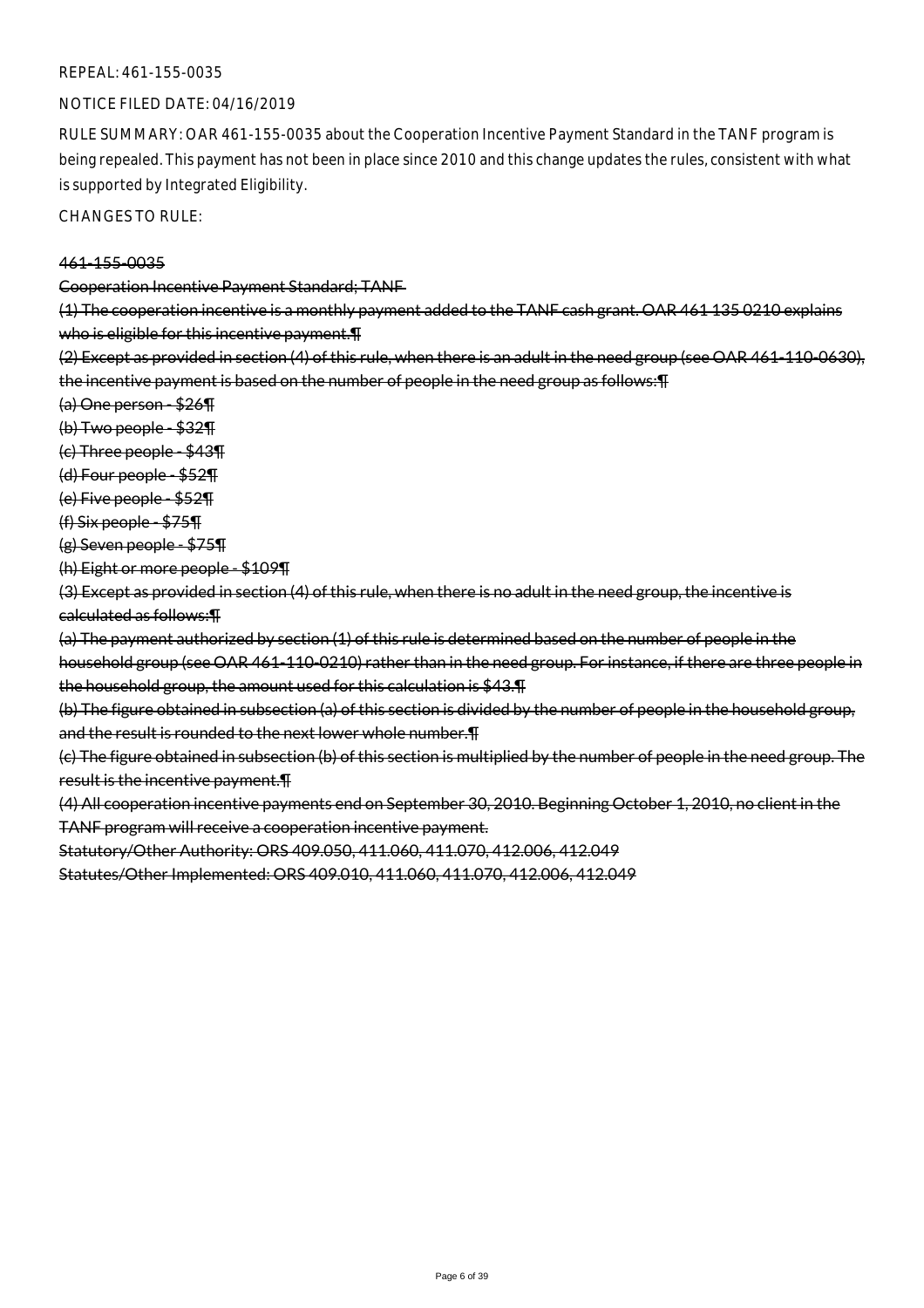REPEAL: 461-155-0035

NOTICE FILED DATE: 04/16/2019

RULE SUMMARY: OAR 461-155-0035 about the Cooperation Incentive Payment Standard in the TANF program is being repealed. This payment has not been in place since 2010 and this change updates the rules, consistent with what is supported by Integrated Eligibility.

CHANGES TO RULE:

~~461-155-0035~~

~~Cooperation Incentive Payment Standard; TANF~~

~~(1) The cooperation incentive is a monthly payment added to the TANF cash grant. OAR 461-135-0210 explains who is eligible for this incentive payment.¶~~

~~(2) Except as provided in section (4) of this rule, when there is an adult in the need group (see OAR 461-110-0630), the incentive payment is based on the number of people in the need group as follows:¶~~

~~(a) One person - $26¶~~

~~(b) Two people - $32¶~~

~~(c) Three people - $43¶~~

~~(d) Four people - $52¶~~

~~(e) Five people - $52¶~~

~~(f) Six people - $75¶~~

~~(g) Seven people - $75¶~~

~~(h) Eight or more people - $109¶~~

~~(3) Except as provided in section (4) of this rule, when there is no adult in the need group, the incentive is calculated as follows:¶~~

~~(a) The payment authorized by section (1) of this rule is determined based on the number of people in the household group (see OAR 461-110-0210) rather than in the need group. For instance, if there are three people in the household group, the amount used for this calculation is $43.¶~~

~~(b) The figure obtained in subsection (a) of this section is divided by the number of people in the household group, and the result is rounded to the next lower whole number.¶~~

~~(c) The figure obtained in subsection (b) of this section is multiplied by the number of people in the need group. The result is the incentive payment.¶~~

~~(4) All cooperation incentive payments end on September 30, 2010. Beginning October 1, 2010, no client in the TANF program will receive a cooperation incentive payment.~~

~~Statutory/Other Authority: ORS 409.050, 411.060, 411.070, 412.006, 412.049~~

~~Statutes/Other Implemented: ORS 409.010, 411.060, 411.070, 412.006, 412.049~~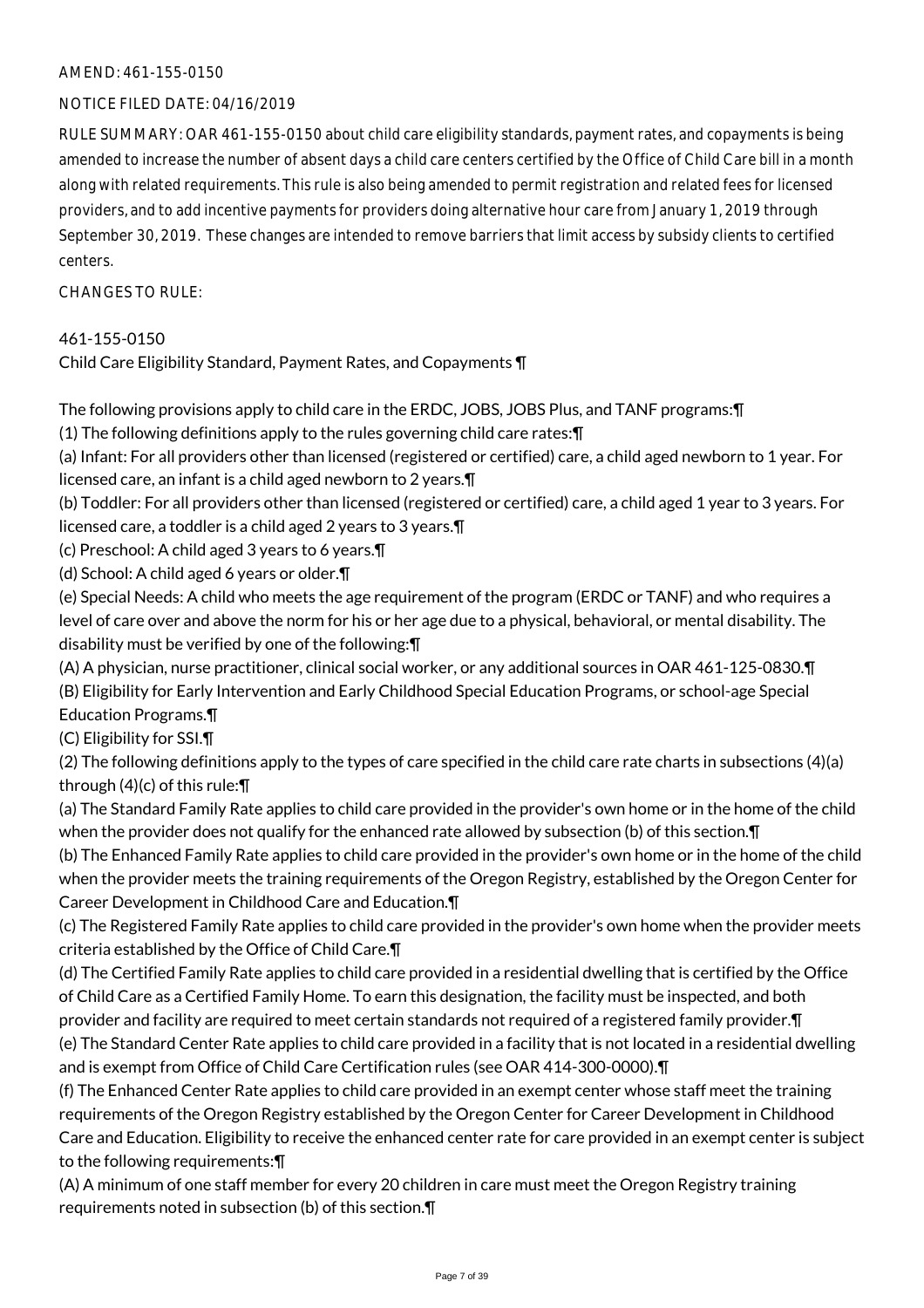AMEND: 461-155-0150

NOTICE FILED DATE: 04/16/2019

RULE SUMMARY: OAR 461-155-0150 about child care eligibility standards, payment rates, and copayments is being amended to increase the number of absent days a child care centers certified by the Office of Child Care bill in a month along with related requirements. This rule is also being amended to permit registration and related fees for licensed providers, and to add incentive payments for providers doing alternative hour care from January 1, 2019 through September 30, 2019. These changes are intended to remove barriers that limit access by subsidy clients to certified centers.

CHANGES TO RULE:

461-155-0150
Child Care Eligibility Standard, Payment Rates, and Copayments ¶

The following provisions apply to child care in the ERDC, JOBS, JOBS Plus, and TANF programs:¶
(1) The following definitions apply to the rules governing child care rates:¶
(a) Infant: For all providers other than licensed (registered or certified) care, a child aged newborn to 1 year. For licensed care, an infant is a child aged newborn to 2 years.¶
(b) Toddler: For all providers other than licensed (registered or certified) care, a child aged 1 year to 3 years. For licensed care, a toddler is a child aged 2 years to 3 years.¶
(c) Preschool: A child aged 3 years to 6 years.¶
(d) School: A child aged 6 years or older.¶
(e) Special Needs: A child who meets the age requirement of the program (ERDC or TANF) and who requires a level of care over and above the norm for his or her age due to a physical, behavioral, or mental disability. The disability must be verified by one of the following:¶
(A) A physician, nurse practitioner, clinical social worker, or any additional sources in OAR 461-125-0830.¶
(B) Eligibility for Early Intervention and Early Childhood Special Education Programs, or school-age Special Education Programs.¶
(C) Eligibility for SSI.¶
(2) The following definitions apply to the types of care specified in the child care rate charts in subsections (4)(a) through (4)(c) of this rule:¶
(a) The Standard Family Rate applies to child care provided in the provider's own home or in the home of the child when the provider does not qualify for the enhanced rate allowed by subsection (b) of this section.¶
(b) The Enhanced Family Rate applies to child care provided in the provider's own home or in the home of the child when the provider meets the training requirements of the Oregon Registry, established by the Oregon Center for Career Development in Childhood Care and Education.¶
(c) The Registered Family Rate applies to child care provided in the provider's own home when the provider meets criteria established by the Office of Child Care.¶
(d) The Certified Family Rate applies to child care provided in a residential dwelling that is certified by the Office of Child Care as a Certified Family Home. To earn this designation, the facility must be inspected, and both provider and facility are required to meet certain standards not required of a registered family provider.¶
(e) The Standard Center Rate applies to child care provided in a facility that is not located in a residential dwelling and is exempt from Office of Child Care Certification rules (see OAR 414-300-0000).¶
(f) The Enhanced Center Rate applies to child care provided in an exempt center whose staff meet the training requirements of the Oregon Registry established by the Oregon Center for Career Development in Childhood Care and Education. Eligibility to receive the enhanced center rate for care provided in an exempt center is subject to the following requirements:¶
(A) A minimum of one staff member for every 20 children in care must meet the Oregon Registry training requirements noted in subsection (b) of this section.¶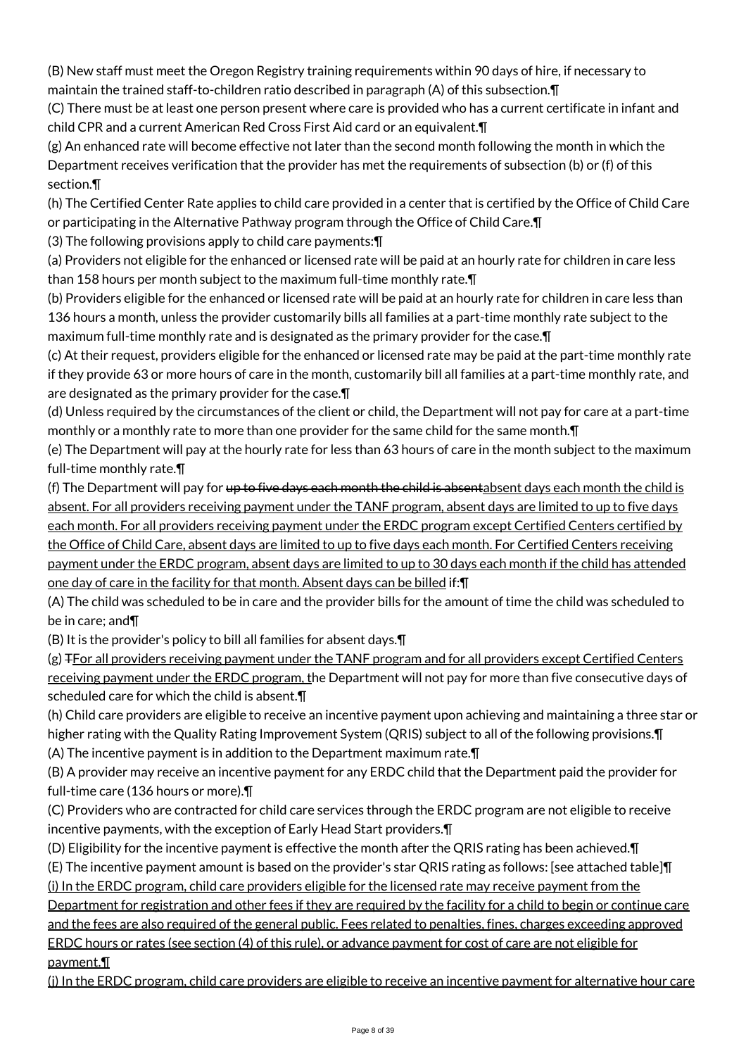(B) New staff must meet the Oregon Registry training requirements within 90 days of hire, if necessary to maintain the trained staff-to-children ratio described in paragraph (A) of this subsection.¶

(C) There must be at least one person present where care is provided who has a current certificate in infant and child CPR and a current American Red Cross First Aid card or an equivalent.¶

(g) An enhanced rate will become effective not later than the second month following the month in which the Department receives verification that the provider has met the requirements of subsection (b) or (f) of this section.¶

(h) The Certified Center Rate applies to child care provided in a center that is certified by the Office of Child Care or participating in the Alternative Pathway program through the Office of Child Care.¶

(3) The following provisions apply to child care payments:¶

(a) Providers not eligible for the enhanced or licensed rate will be paid at an hourly rate for children in care less than 158 hours per month subject to the maximum full-time monthly rate.¶

(b) Providers eligible for the enhanced or licensed rate will be paid at an hourly rate for children in care less than 136 hours a month, unless the provider customarily bills all families at a part-time monthly rate subject to the maximum full-time monthly rate and is designated as the primary provider for the case.¶

(c) At their request, providers eligible for the enhanced or licensed rate may be paid at the part-time monthly rate if they provide 63 or more hours of care in the month, customarily bill all families at a part-time monthly rate, and are designated as the primary provider for the case.¶

(d) Unless required by the circumstances of the client or child, the Department will not pay for care at a part-time monthly or a monthly rate to more than one provider for the same child for the same month.¶

(e) The Department will pay at the hourly rate for less than 63 hours of care in the month subject to the maximum full-time monthly rate.¶

(f) The Department will pay for ~~up to five days each month the child is absent~~absent days each month the child is absent. For all providers receiving payment under the TANF program, absent days are limited to up to five days each month. For all providers receiving payment under the ERDC program except Certified Centers certified by the Office of Child Care, absent days are limited to up to five days each month. For Certified Centers receiving payment under the ERDC program, absent days are limited to up to 30 days each month if the child has attended one day of care in the facility for that month. Absent days can be billed if:¶

(A) The child was scheduled to be in care and the provider bills for the amount of time the child was scheduled to be in care; and¶

(B) It is the provider's policy to bill all families for absent days.¶

(g) ~~T~~For all providers receiving payment under the TANF program and for all providers except Certified Centers receiving payment under the ERDC program, the Department will not pay for more than five consecutive days of scheduled care for which the child is absent.¶

(h) Child care providers are eligible to receive an incentive payment upon achieving and maintaining a three star or higher rating with the Quality Rating Improvement System (QRIS) subject to all of the following provisions.¶

(A) The incentive payment is in addition to the Department maximum rate.¶

(B) A provider may receive an incentive payment for any ERDC child that the Department paid the provider for full-time care (136 hours or more).¶

(C) Providers who are contracted for child care services through the ERDC program are not eligible to receive incentive payments, with the exception of Early Head Start providers.¶

(D) Eligibility for the incentive payment is effective the month after the QRIS rating has been achieved.¶

(E) The incentive payment amount is based on the provider's star QRIS rating as follows: [see attached table]¶

(i) In the ERDC program, child care providers eligible for the licensed rate may receive payment from the Department for registration and other fees if they are required by the facility for a child to begin or continue care and the fees are also required of the general public. Fees related to penalties, fines, charges exceeding approved ERDC hours or rates (see section (4) of this rule), or advance payment for cost of care are not eligible for payment.¶

(j) In the ERDC program, child care providers are eligible to receive an incentive payment for alternative hour care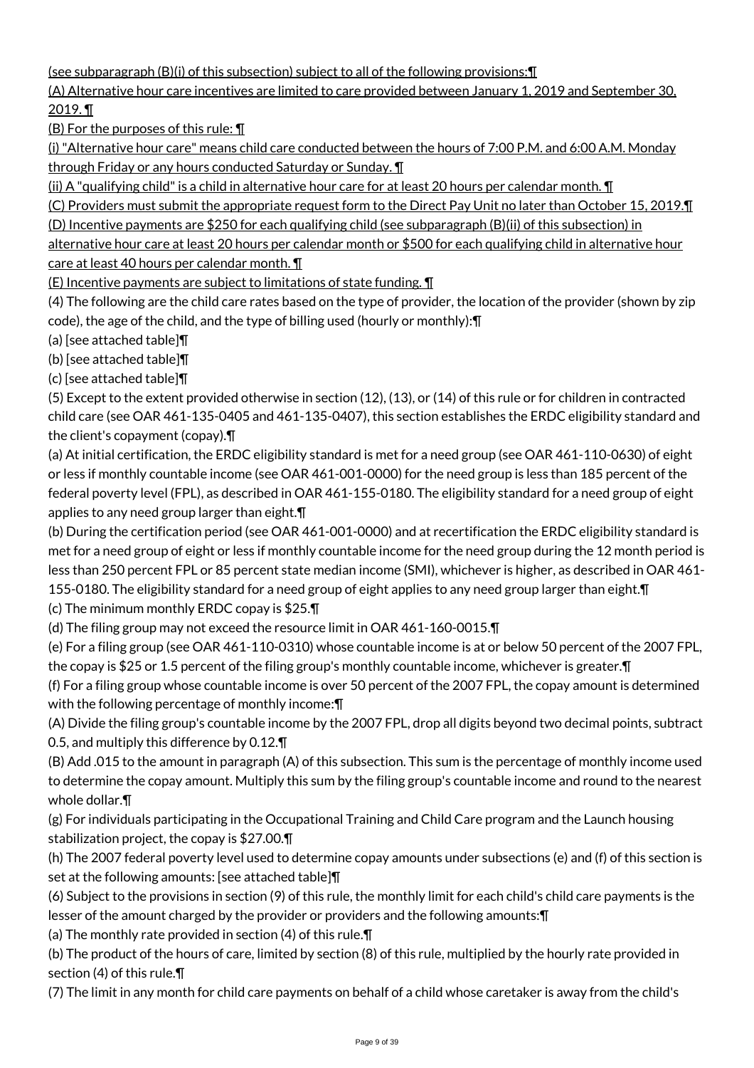(see subparagraph (B)(i) of this subsection) subject to all of the following provisions:¶

(A) Alternative hour care incentives are limited to care provided between January 1, 2019 and September 30, 2019. ¶

(B) For the purposes of this rule: ¶

(i) "Alternative hour care" means child care conducted between the hours of 7:00 P.M. and 6:00 A.M. Monday through Friday or any hours conducted Saturday or Sunday. ¶

(ii) A "qualifying child" is a child in alternative hour care for at least 20 hours per calendar month. ¶

(C) Providers must submit the appropriate request form to the Direct Pay Unit no later than October 15, 2019.¶

(D) Incentive payments are $250 for each qualifying child (see subparagraph (B)(ii) of this subsection) in alternative hour care at least 20 hours per calendar month or $500 for each qualifying child in alternative hour care at least 40 hours per calendar month. ¶

(E) Incentive payments are subject to limitations of state funding. ¶

(4) The following are the child care rates based on the type of provider, the location of the provider (shown by zip code), the age of the child, and the type of billing used (hourly or monthly):¶

(a) [see attached table]¶

(b) [see attached table]¶

(c) [see attached table]¶

(5) Except to the extent provided otherwise in section (12), (13), or (14) of this rule or for children in contracted child care (see OAR 461-135-0405 and 461-135-0407), this section establishes the ERDC eligibility standard and the client's copayment (copay).¶

(a) At initial certification, the ERDC eligibility standard is met for a need group (see OAR 461-110-0630) of eight or less if monthly countable income (see OAR 461-001-0000) for the need group is less than 185 percent of the federal poverty level (FPL), as described in OAR 461-155-0180. The eligibility standard for a need group of eight applies to any need group larger than eight.¶

(b) During the certification period (see OAR 461-001-0000) and at recertification the ERDC eligibility standard is met for a need group of eight or less if monthly countable income for the need group during the 12 month period is less than 250 percent FPL or 85 percent state median income (SMI), whichever is higher, as described in OAR 461-155-0180. The eligibility standard for a need group of eight applies to any need group larger than eight.¶

(c) The minimum monthly ERDC copay is $25.¶

(d) The filing group may not exceed the resource limit in OAR 461-160-0015.¶

(e) For a filing group (see OAR 461-110-0310) whose countable income is at or below 50 percent of the 2007 FPL, the copay is $25 or 1.5 percent of the filing group's monthly countable income, whichever is greater.¶

(f) For a filing group whose countable income is over 50 percent of the 2007 FPL, the copay amount is determined with the following percentage of monthly income:¶

(A) Divide the filing group's countable income by the 2007 FPL, drop all digits beyond two decimal points, subtract 0.5, and multiply this difference by 0.12.¶

(B) Add .015 to the amount in paragraph (A) of this subsection. This sum is the percentage of monthly income used to determine the copay amount. Multiply this sum by the filing group's countable income and round to the nearest whole dollar.¶

(g) For individuals participating in the Occupational Training and Child Care program and the Launch housing stabilization project, the copay is $27.00.¶

(h) The 2007 federal poverty level used to determine copay amounts under subsections (e) and (f) of this section is set at the following amounts: [see attached table]¶

(6) Subject to the provisions in section (9) of this rule, the monthly limit for each child's child care payments is the lesser of the amount charged by the provider or providers and the following amounts:¶

(a) The monthly rate provided in section (4) of this rule.¶

(b) The product of the hours of care, limited by section (8) of this rule, multiplied by the hourly rate provided in section (4) of this rule.¶

(7) The limit in any month for child care payments on behalf of a child whose caretaker is away from the child's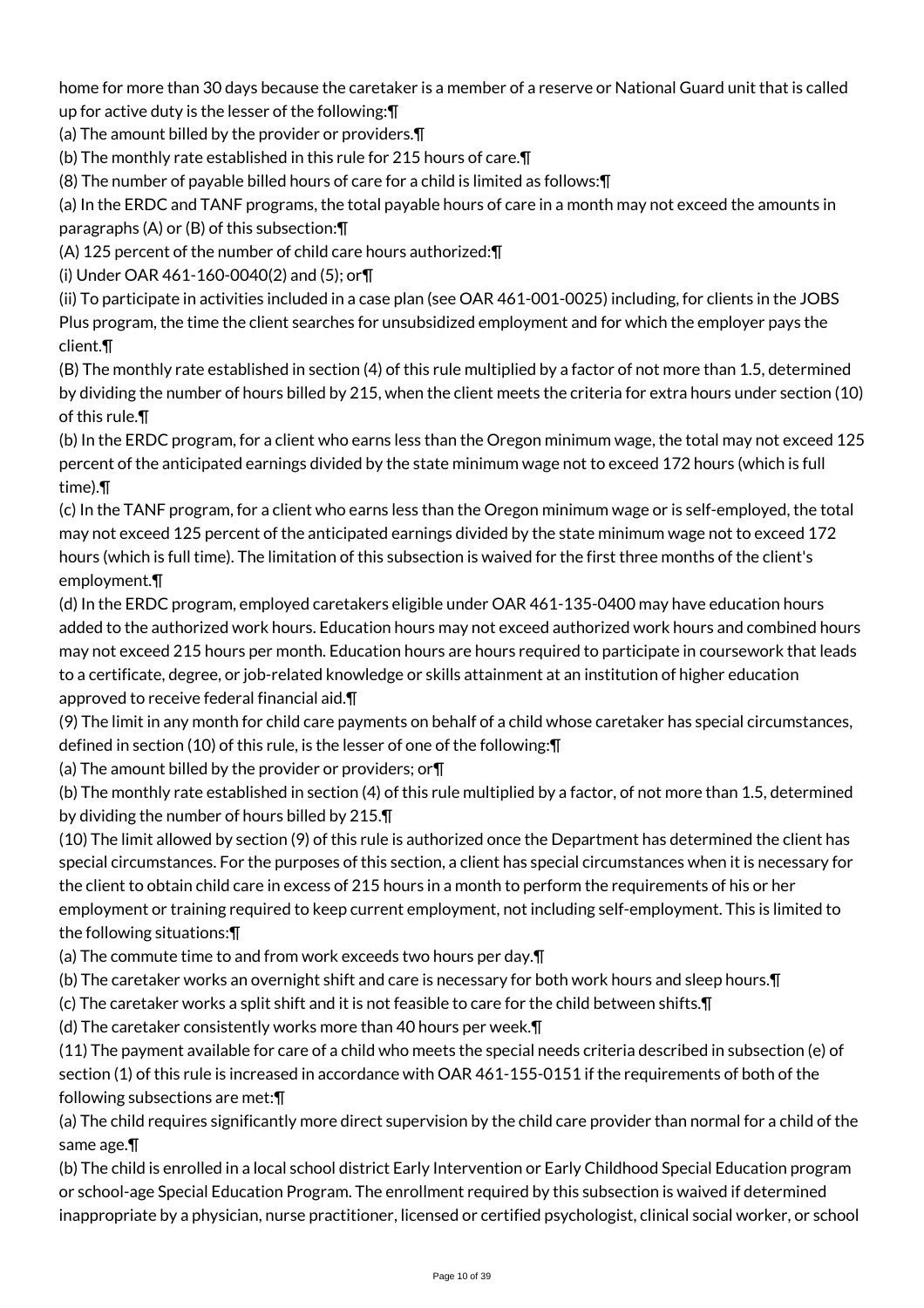home for more than 30 days because the caretaker is a member of a reserve or National Guard unit that is called up for active duty is the lesser of the following:¶

(a) The amount billed by the provider or providers.¶

(b) The monthly rate established in this rule for 215 hours of care.¶

(8) The number of payable billed hours of care for a child is limited as follows:¶

(a) In the ERDC and TANF programs, the total payable hours of care in a month may not exceed the amounts in paragraphs (A) or (B) of this subsection:¶

(A) 125 percent of the number of child care hours authorized:¶

(i) Under OAR 461-160-0040(2) and (5); or¶

(ii) To participate in activities included in a case plan (see OAR 461-001-0025) including, for clients in the JOBS Plus program, the time the client searches for unsubsidized employment and for which the employer pays the client.¶

(B) The monthly rate established in section (4) of this rule multiplied by a factor of not more than 1.5, determined by dividing the number of hours billed by 215, when the client meets the criteria for extra hours under section (10) of this rule.¶

(b) In the ERDC program, for a client who earns less than the Oregon minimum wage, the total may not exceed 125 percent of the anticipated earnings divided by the state minimum wage not to exceed 172 hours (which is full time).¶

(c) In the TANF program, for a client who earns less than the Oregon minimum wage or is self-employed, the total may not exceed 125 percent of the anticipated earnings divided by the state minimum wage not to exceed 172 hours (which is full time). The limitation of this subsection is waived for the first three months of the client's employment.¶

(d) In the ERDC program, employed caretakers eligible under OAR 461-135-0400 may have education hours added to the authorized work hours. Education hours may not exceed authorized work hours and combined hours may not exceed 215 hours per month. Education hours are hours required to participate in coursework that leads to a certificate, degree, or job-related knowledge or skills attainment at an institution of higher education approved to receive federal financial aid.¶

(9) The limit in any month for child care payments on behalf of a child whose caretaker has special circumstances, defined in section (10) of this rule, is the lesser of one of the following:¶

(a) The amount billed by the provider or providers; or¶

(b) The monthly rate established in section (4) of this rule multiplied by a factor, of not more than 1.5, determined by dividing the number of hours billed by 215.¶

(10) The limit allowed by section (9) of this rule is authorized once the Department has determined the client has special circumstances. For the purposes of this section, a client has special circumstances when it is necessary for the client to obtain child care in excess of 215 hours in a month to perform the requirements of his or her employment or training required to keep current employment, not including self-employment. This is limited to the following situations:¶

(a) The commute time to and from work exceeds two hours per day.¶

(b) The caretaker works an overnight shift and care is necessary for both work hours and sleep hours.¶

(c) The caretaker works a split shift and it is not feasible to care for the child between shifts.¶

(d) The caretaker consistently works more than 40 hours per week.¶

(11) The payment available for care of a child who meets the special needs criteria described in subsection (e) of section (1) of this rule is increased in accordance with OAR 461-155-0151 if the requirements of both of the following subsections are met:¶

(a) The child requires significantly more direct supervision by the child care provider than normal for a child of the same age.¶

(b) The child is enrolled in a local school district Early Intervention or Early Childhood Special Education program or school-age Special Education Program. The enrollment required by this subsection is waived if determined inappropriate by a physician, nurse practitioner, licensed or certified psychologist, clinical social worker, or school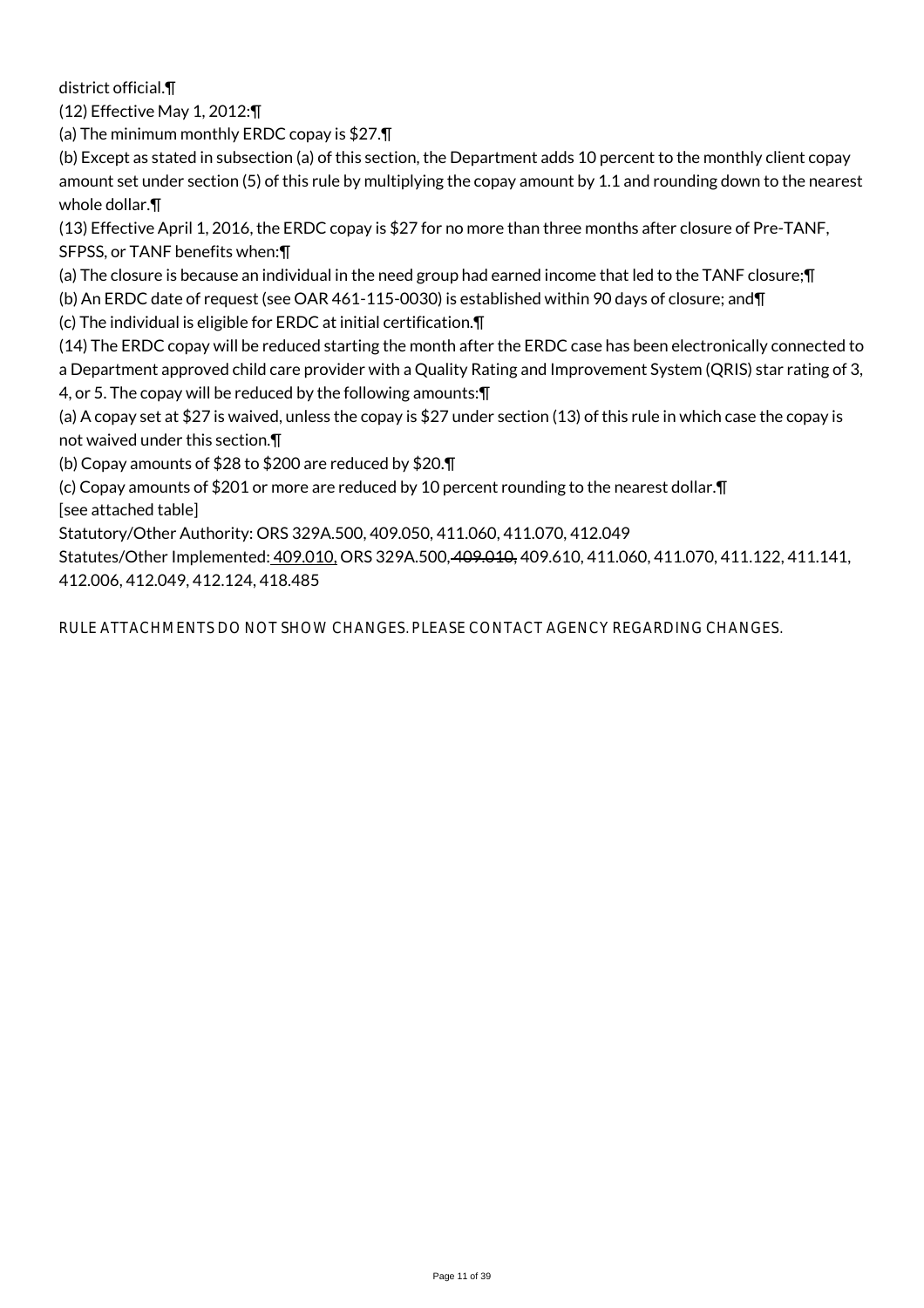district official.¶

(12) Effective May 1, 2012:¶

(a) The minimum monthly ERDC copay is $27.¶

(b) Except as stated in subsection (a) of this section, the Department adds 10 percent to the monthly client copay amount set under section (5) of this rule by multiplying the copay amount by 1.1 and rounding down to the nearest whole dollar.¶

(13) Effective April 1, 2016, the ERDC copay is $27 for no more than three months after closure of Pre-TANF, SFPSS, or TANF benefits when:¶

(a) The closure is because an individual in the need group had earned income that led to the TANF closure;¶

(b) An ERDC date of request (see OAR 461-115-0030) is established within 90 days of closure; and¶

(c) The individual is eligible for ERDC at initial certification.¶

(14) The ERDC copay will be reduced starting the month after the ERDC case has been electronically connected to a Department approved child care provider with a Quality Rating and Improvement System (QRIS) star rating of 3, 4, or 5. The copay will be reduced by the following amounts:¶

(a) A copay set at $27 is waived, unless the copay is $27 under section (13) of this rule in which case the copay is not waived under this section.¶

(b) Copay amounts of $28 to $200 are reduced by $20.¶

(c) Copay amounts of $201 or more are reduced by 10 percent rounding to the nearest dollar.¶

[see attached table]

Statutory/Other Authority: ORS 329A.500, 409.050, 411.060, 411.070, 412.049

Statutes/Other Implemented: 409.010, ORS 329A.500, ~~409.010,~~ 409.610, 411.060, 411.070, 411.122, 411.141, 412.006, 412.049, 412.124, 418.485

RULE ATTACHMENTS DO NOT SHOW CHANGES. PLEASE CONTACT AGENCY REGARDING CHANGES.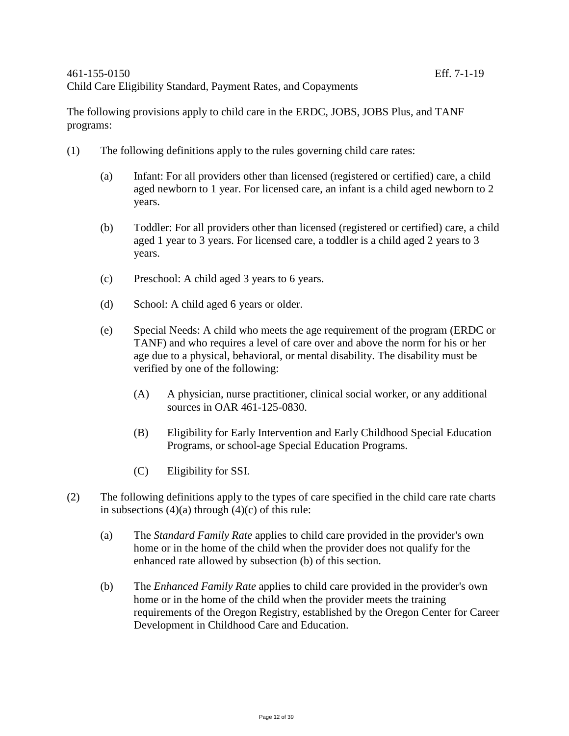461-155-0150 Eff. 7-1-19

Child Care Eligibility Standard, Payment Rates, and Copayments

The following provisions apply to child care in the ERDC, JOBS, JOBS Plus, and TANF programs:

(1) The following definitions apply to the rules governing child care rates:

(a) Infant: For all providers other than licensed (registered or certified) care, a child aged newborn to 1 year. For licensed care, an infant is a child aged newborn to 2 years.

(b) Toddler: For all providers other than licensed (registered or certified) care, a child aged 1 year to 3 years. For licensed care, a toddler is a child aged 2 years to 3 years.

(c) Preschool: A child aged 3 years to 6 years.

(d) School: A child aged 6 years or older.

(e) Special Needs: A child who meets the age requirement of the program (ERDC or TANF) and who requires a level of care over and above the norm for his or her age due to a physical, behavioral, or mental disability. The disability must be verified by one of the following:

(A) A physician, nurse practitioner, clinical social worker, or any additional sources in OAR 461-125-0830.

(B) Eligibility for Early Intervention and Early Childhood Special Education Programs, or school-age Special Education Programs.

(C) Eligibility for SSI.

(2) The following definitions apply to the types of care specified in the child care rate charts in subsections (4)(a) through (4)(c) of this rule:

(a) The *Standard Family Rate* applies to child care provided in the provider's own home or in the home of the child when the provider does not qualify for the enhanced rate allowed by subsection (b) of this section.

(b) The *Enhanced Family Rate* applies to child care provided in the provider's own home or in the home of the child when the provider meets the training requirements of the Oregon Registry, established by the Oregon Center for Career Development in Childhood Care and Education.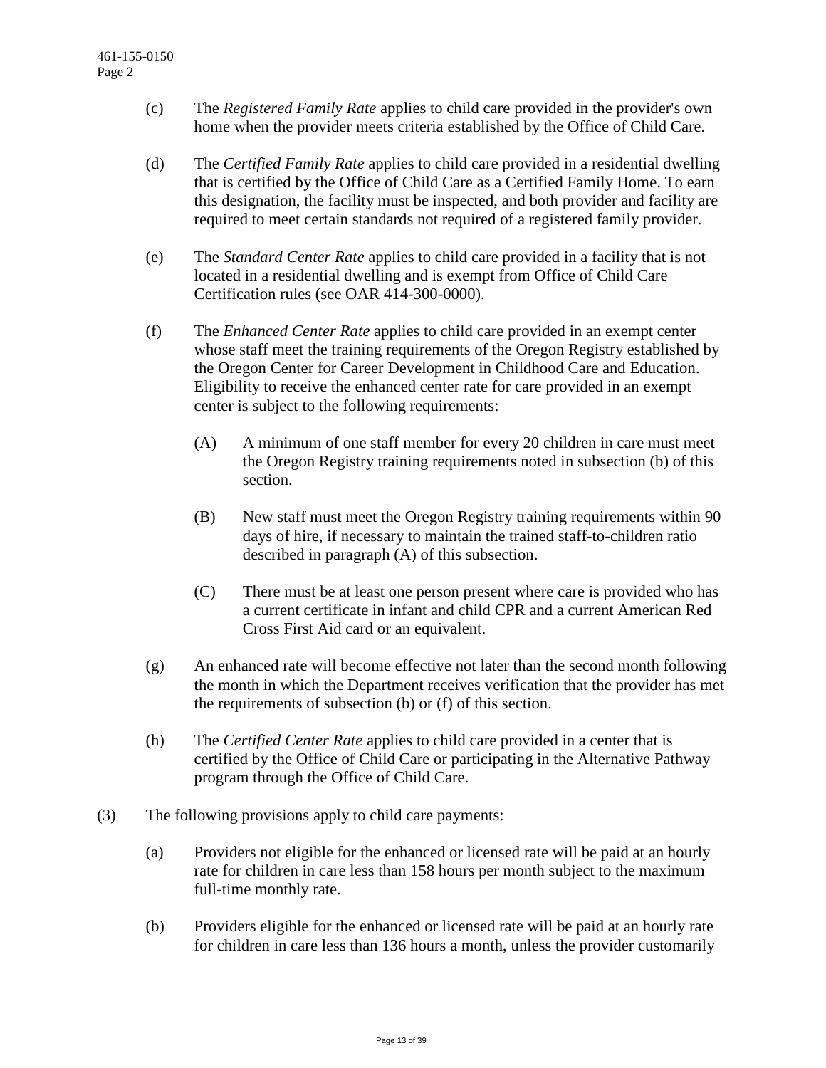(c) The *Registered Family Rate* applies to child care provided in the provider's own home when the provider meets criteria established by the Office of Child Care.

(d) The *Certified Family Rate* applies to child care provided in a residential dwelling that is certified by the Office of Child Care as a Certified Family Home. To earn this designation, the facility must be inspected, and both provider and facility are required to meet certain standards not required of a registered family provider.

(e) The *Standard Center Rate* applies to child care provided in a facility that is not located in a residential dwelling and is exempt from Office of Child Care Certification rules (see OAR 414-300-0000).

(f) The *Enhanced Center Rate* applies to child care provided in an exempt center whose staff meet the training requirements of the Oregon Registry established by the Oregon Center for Career Development in Childhood Care and Education. Eligibility to receive the enhanced center rate for care provided in an exempt center is subject to the following requirements:

(A) A minimum of one staff member for every 20 children in care must meet the Oregon Registry training requirements noted in subsection (b) of this section.

(B) New staff must meet the Oregon Registry training requirements within 90 days of hire, if necessary to maintain the trained staff-to-children ratio described in paragraph (A) of this subsection.

(C) There must be at least one person present where care is provided who has a current certificate in infant and child CPR and a current American Red Cross First Aid card or an equivalent.

(g) An enhanced rate will become effective not later than the second month following the month in which the Department receives verification that the provider has met the requirements of subsection (b) or (f) of this section.

(h) The *Certified Center Rate* applies to child care provided in a center that is certified by the Office of Child Care or participating in the Alternative Pathway program through the Office of Child Care.

(3) The following provisions apply to child care payments:

(a) Providers not eligible for the enhanced or licensed rate will be paid at an hourly rate for children in care less than 158 hours per month subject to the maximum full-time monthly rate.

(b) Providers eligible for the enhanced or licensed rate will be paid at an hourly rate for children in care less than 136 hours a month, unless the provider customarily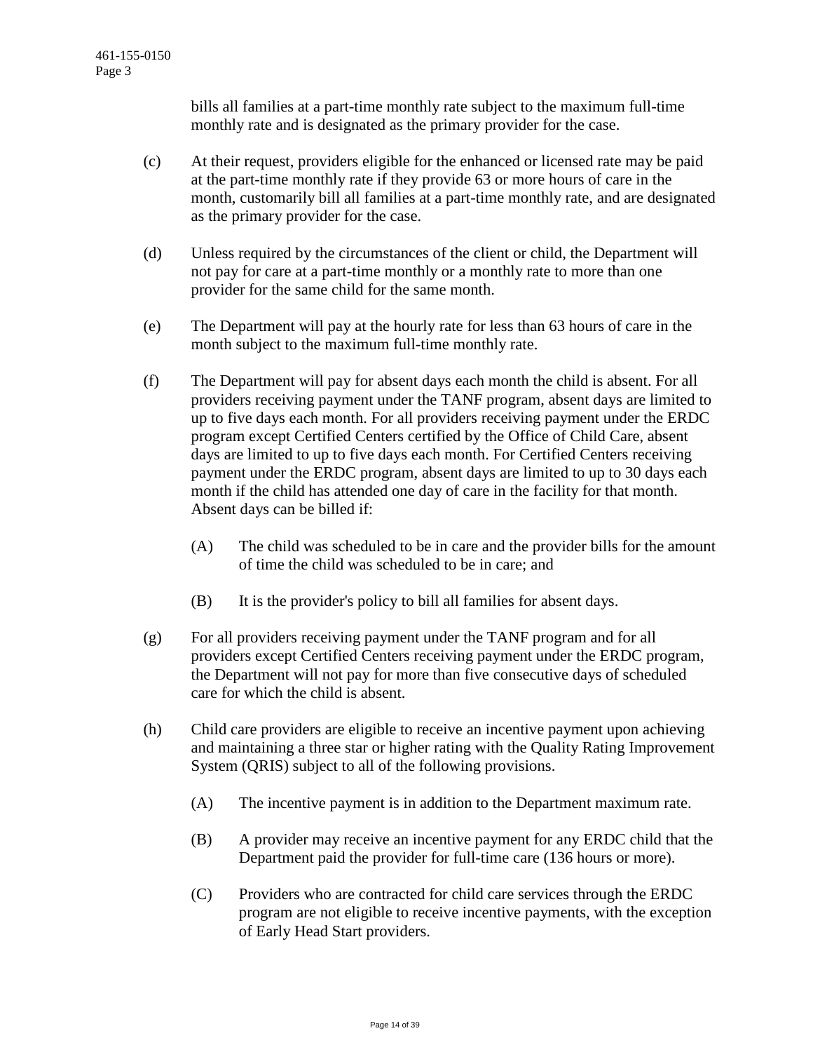bills all families at a part-time monthly rate subject to the maximum full-time monthly rate and is designated as the primary provider for the case.

(c) At their request, providers eligible for the enhanced or licensed rate may be paid at the part-time monthly rate if they provide 63 or more hours of care in the month, customarily bill all families at a part-time monthly rate, and are designated as the primary provider for the case.

(d) Unless required by the circumstances of the client or child, the Department will not pay for care at a part-time monthly or a monthly rate to more than one provider for the same child for the same month.

(e) The Department will pay at the hourly rate for less than 63 hours of care in the month subject to the maximum full-time monthly rate.

(f) The Department will pay for absent days each month the child is absent. For all providers receiving payment under the TANF program, absent days are limited to up to five days each month. For all providers receiving payment under the ERDC program except Certified Centers certified by the Office of Child Care, absent days are limited to up to five days each month. For Certified Centers receiving payment under the ERDC program, absent days are limited to up to 30 days each month if the child has attended one day of care in the facility for that month. Absent days can be billed if:

   (A) The child was scheduled to be in care and the provider bills for the amount of time the child was scheduled to be in care; and

   (B) It is the provider's policy to bill all families for absent days.

(g) For all providers receiving payment under the TANF program and for all providers except Certified Centers receiving payment under the ERDC program, the Department will not pay for more than five consecutive days of scheduled care for which the child is absent.

(h) Child care providers are eligible to receive an incentive payment upon achieving and maintaining a three star or higher rating with the Quality Rating Improvement System (QRIS) subject to all of the following provisions.

   (A) The incentive payment is in addition to the Department maximum rate.

   (B) A provider may receive an incentive payment for any ERDC child that the Department paid the provider for full-time care (136 hours or more).

   (C) Providers who are contracted for child care services through the ERDC program are not eligible to receive incentive payments, with the exception of Early Head Start providers.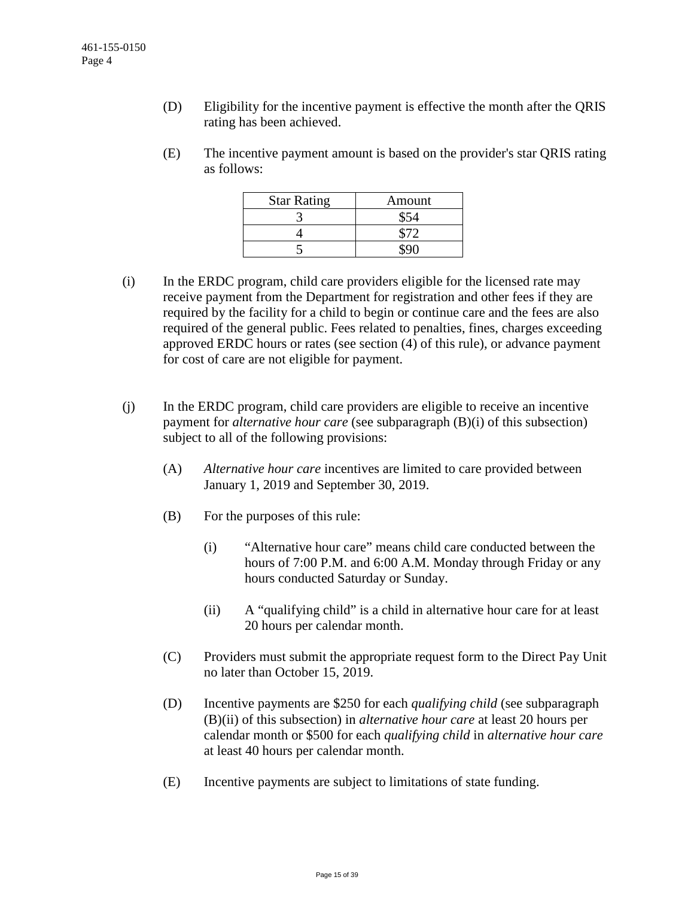(D) Eligibility for the incentive payment is effective the month after the QRIS rating has been achieved.

(E) The incentive payment amount is based on the provider's star QRIS rating as follows:

| Star Rating | Amount |
|---|---|
| 3 | $54 |
| 4 | $72 |
| 5 | $90 |

(i) In the ERDC program, child care providers eligible for the licensed rate may receive payment from the Department for registration and other fees if they are required by the facility for a child to begin or continue care and the fees are also required of the general public. Fees related to penalties, fines, charges exceeding approved ERDC hours or rates (see section (4) of this rule), or advance payment for cost of care are not eligible for payment.

(j) In the ERDC program, child care providers are eligible to receive an incentive payment for *alternative hour care* (see subparagraph (B)(i) of this subsection) subject to all of the following provisions:

(A) *Alternative hour care* incentives are limited to care provided between January 1, 2019 and September 30, 2019.

(B) For the purposes of this rule:

(i) "Alternative hour care" means child care conducted between the hours of 7:00 P.M. and 6:00 A.M. Monday through Friday or any hours conducted Saturday or Sunday.

(ii) A "qualifying child" is a child in alternative hour care for at least 20 hours per calendar month.

(C) Providers must submit the appropriate request form to the Direct Pay Unit no later than October 15, 2019.

(D) Incentive payments are $250 for each *qualifying child* (see subparagraph (B)(ii) of this subsection) in *alternative hour care* at least 20 hours per calendar month or $500 for each *qualifying child* in *alternative hour care* at least 40 hours per calendar month.

(E) Incentive payments are subject to limitations of state funding.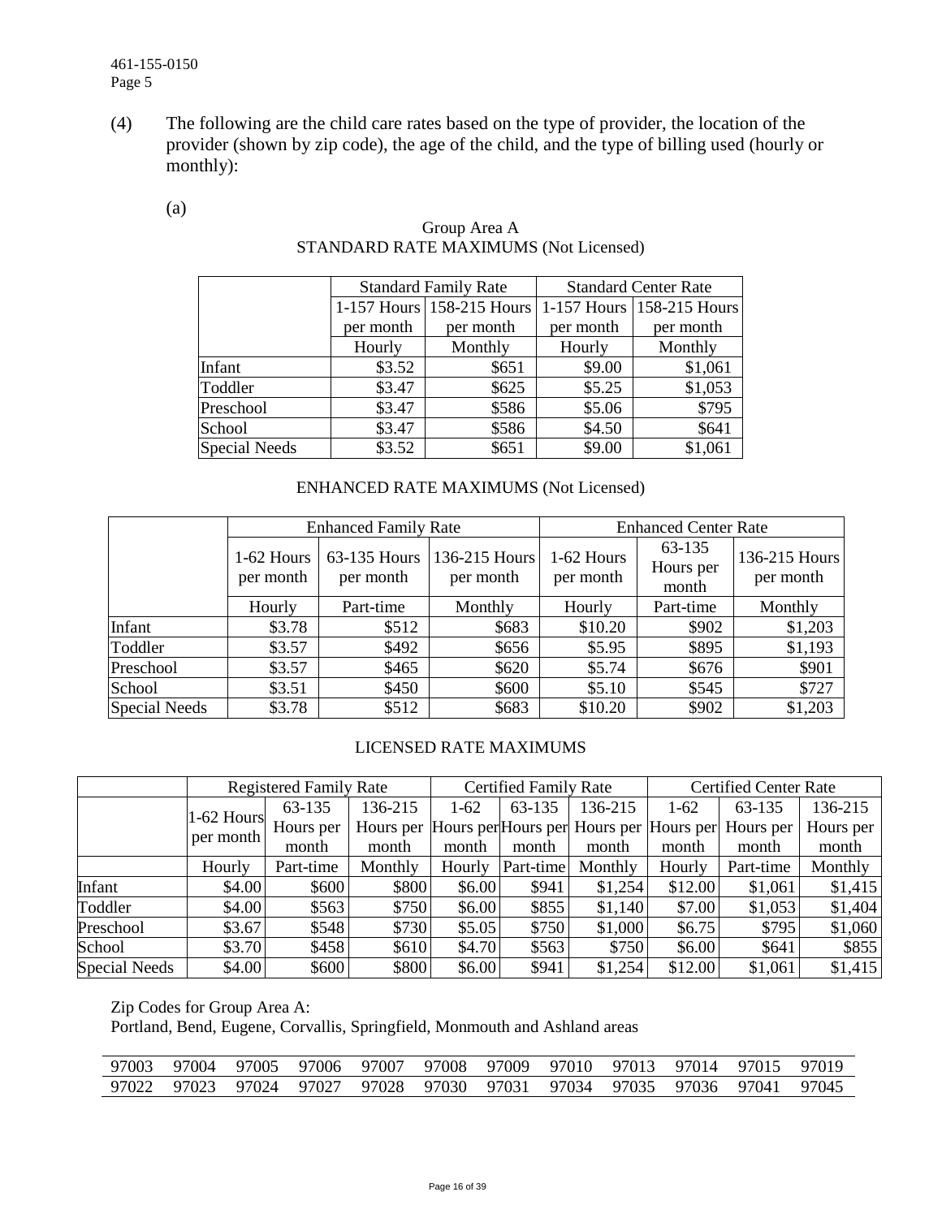(4) The following are the child care rates based on the type of provider, the location of the provider (shown by zip code), the age of the child, and the type of billing used (hourly or monthly):

(a)

Group Area A
STANDARD RATE MAXIMUMS (Not Licensed)

| | Standard Family Rate | | Standard Center Rate | |
|---|---|---|---|---|
| | 1-157 Hours per month | 158-215 Hours per month | 1-157 Hours per month | 158-215 Hours per month |
| | Hourly | Monthly | Hourly | Monthly |
| Infant | $3.52 | $651 | $9.00 | $1,061 |
| Toddler | $3.47 | $625 | $5.25 | $1,053 |
| Preschool | $3.47 | $586 | $5.06 | $795 |
| School | $3.47 | $586 | $4.50 | $641 |
| Special Needs | $3.52 | $651 | $9.00 | $1,061 |

ENHANCED RATE MAXIMUMS (Not Licensed)

| | Enhanced Family Rate | | | Enhanced Center Rate | | |
|---|---|---|---|---|---|---|
| | 1-62 Hours per month | 63-135 Hours per month | 136-215 Hours per month | 1-62 Hours per month | 63-135 Hours per month | 136-215 Hours per month |
| | Hourly | Part-time | Monthly | Hourly | Part-time | Monthly |
| Infant | $3.78 | $512 | $683 | $10.20 | $902 | $1,203 |
| Toddler | $3.57 | $492 | $656 | $5.95 | $895 | $1,193 |
| Preschool | $3.57 | $465 | $620 | $5.74 | $676 | $901 |
| School | $3.51 | $450 | $600 | $5.10 | $545 | $727 |
| Special Needs | $3.78 | $512 | $683 | $10.20 | $902 | $1,203 |

LICENSED RATE MAXIMUMS

| | Registered Family Rate | | | Certified Family Rate | | | Certified Center Rate | | |
|---|---|---|---|---|---|---|---|---|---|
| | 1-62 Hours per month | 63-135 Hours per month | 136-215 Hours per month | 1-62 Hours per month | 63-135 Hours per month | 136-215 Hours per month | 1-62 Hours per month | 63-135 Hours per month | 136-215 Hours per month |
| | Hourly | Part-time | Monthly | Hourly | Part-time | Monthly | Hourly | Part-time | Monthly |
| Infant | $4.00 | $600 | $800 | $6.00 | $941 | $1,254 | $12.00 | $1,061 | $1,415 |
| Toddler | $4.00 | $563 | $750 | $6.00 | $855 | $1,140 | $7.00 | $1,053 | $1,404 |
| Preschool | $3.67 | $548 | $730 | $5.05 | $750 | $1,000 | $6.75 | $795 | $1,060 |
| School | $3.70 | $458 | $610 | $4.70 | $563 | $750 | $6.00 | $641 | $855 |
| Special Needs | $4.00 | $600 | $800 | $6.00 | $941 | $1,254 | $12.00 | $1,061 | $1,415 |

Zip Codes for Group Area A:
Portland, Bend, Eugene, Corvallis, Springfield, Monmouth and Ashland areas

| | | | | | | | | | | | |
|---|---|---|---|---|---|---|---|---|---|---|---|
| 97003 | 97004 | 97005 | 97006 | 97007 | 97008 | 97009 | 97010 | 97013 | 97014 | 97015 | 97019 |
| 97022 | 97023 | 97024 | 97027 | 97028 | 97030 | 97031 | 97034 | 97035 | 97036 | 97041 | 97045 |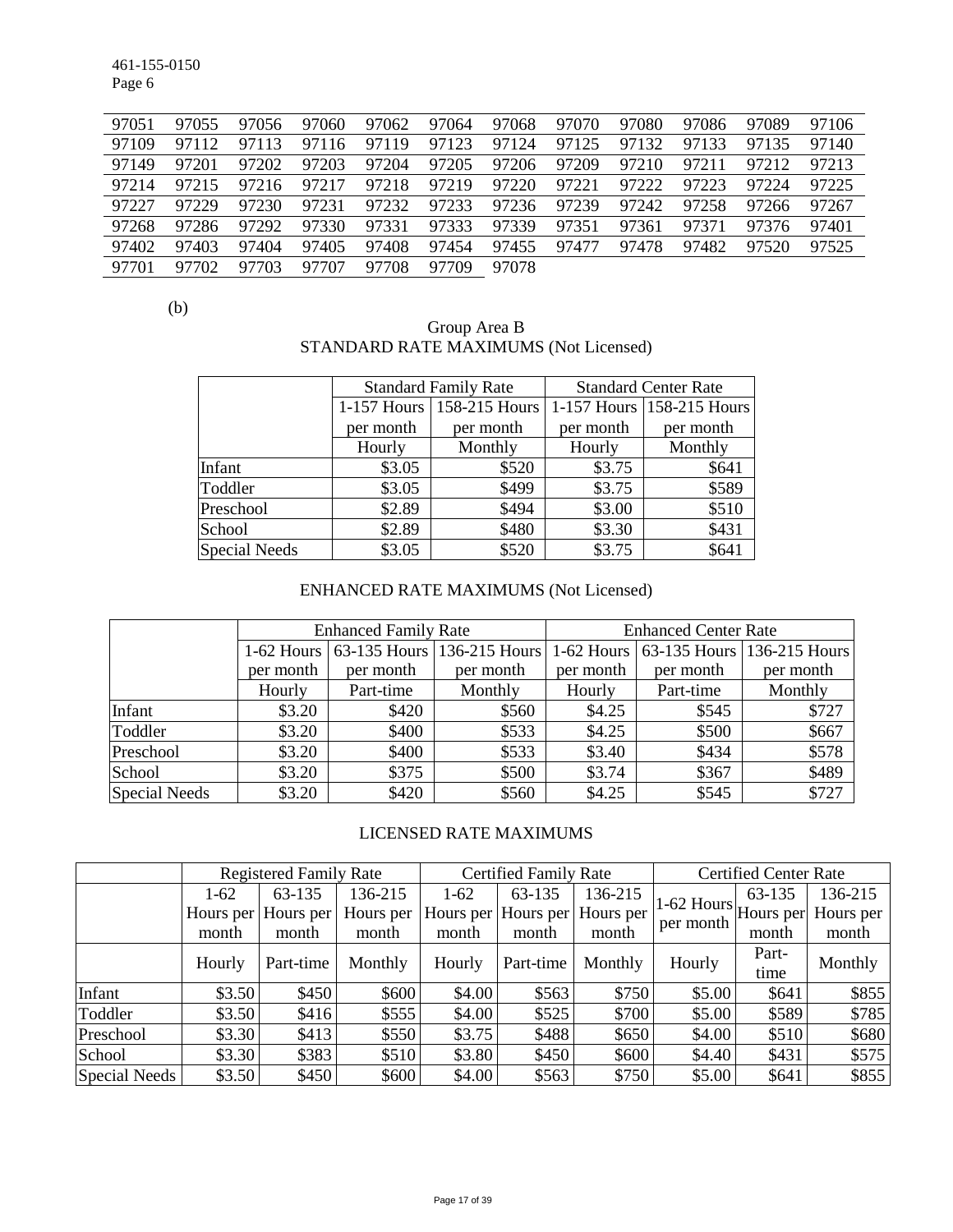| | | | | | | | | | | | |
|---|---|---|---|---|---|---|---|---|---|---|---|
| 97051 | 97055 | 97056 | 97060 | 97062 | 97064 | 97068 | 97070 | 97080 | 97086 | 97089 | 97106 |
| 97109 | 97112 | 97113 | 97116 | 97119 | 97123 | 97124 | 97125 | 97132 | 97133 | 97135 | 97140 |
| 97149 | 97201 | 97202 | 97203 | 97204 | 97205 | 97206 | 97209 | 97210 | 97211 | 97212 | 97213 |
| 97214 | 97215 | 97216 | 97217 | 97218 | 97219 | 97220 | 97221 | 97222 | 97223 | 97224 | 97225 |
| 97227 | 97229 | 97230 | 97231 | 97232 | 97233 | 97236 | 97239 | 97242 | 97258 | 97266 | 97267 |
| 97268 | 97286 | 97292 | 97330 | 97331 | 97333 | 97339 | 97351 | 97361 | 97371 | 97376 | 97401 |
| 97402 | 97403 | 97404 | 97405 | 97408 | 97454 | 97455 | 97477 | 97478 | 97482 | 97520 | 97525 |
| 97701 | 97702 | 97703 | 97707 | 97708 | 97709 | 97078 | | | | | |

(b)

Group Area B

STANDARD RATE MAXIMUMS (Not Licensed)

| | Standard Family Rate | | Standard Center Rate | |
|---|---|---|---|---|
| | 1-157 Hours per month | 158-215 Hours per month | 1-157 Hours per month | 158-215 Hours per month |
| | Hourly | Monthly | Hourly | Monthly |
| Infant | $3.05 | $520 | $3.75 | $641 |
| Toddler | $3.05 | $499 | $3.75 | $589 |
| Preschool | $2.89 | $494 | $3.00 | $510 |
| School | $2.89 | $480 | $3.30 | $431 |
| Special Needs | $3.05 | $520 | $3.75 | $641 |

ENHANCED RATE MAXIMUMS (Not Licensed)

| | Enhanced Family Rate | | | Enhanced Center Rate | | |
|---|---|---|---|---|---|---|
| | 1-62 Hours per month | 63-135 Hours per month | 136-215 Hours per month | 1-62 Hours per month | 63-135 Hours per month | 136-215 Hours per month |
| | Hourly | Part-time | Monthly | Hourly | Part-time | Monthly |
| Infant | $3.20 | $420 | $560 | $4.25 | $545 | $727 |
| Toddler | $3.20 | $400 | $533 | $4.25 | $500 | $667 |
| Preschool | $3.20 | $400 | $533 | $3.40 | $434 | $578 |
| School | $3.20 | $375 | $500 | $3.74 | $367 | $489 |
| Special Needs | $3.20 | $420 | $560 | $4.25 | $545 | $727 |

LICENSED RATE MAXIMUMS

| | Registered Family Rate | | | Certified Family Rate | | | Certified Center Rate | | |
|---|---|---|---|---|---|---|---|---|---|
| | 1-62 Hours per month | 63-135 Hours per month | 136-215 Hours per month | 1-62 Hours per month | 63-135 Hours per month | 136-215 Hours per month | 1-62 Hours per month | 63-135 Hours per month | 136-215 Hours per month |
| | Hourly | Part-time | Monthly | Hourly | Part-time | Monthly | Hourly | Part-time | Monthly |
| Infant | $3.50 | $450 | $600 | $4.00 | $563 | $750 | $5.00 | $641 | $855 |
| Toddler | $3.50 | $416 | $555 | $4.00 | $525 | $700 | $5.00 | $589 | $785 |
| Preschool | $3.30 | $413 | $550 | $3.75 | $488 | $650 | $4.00 | $510 | $680 |
| School | $3.30 | $383 | $510 | $3.80 | $450 | $600 | $4.40 | $431 | $575 |
| Special Needs | $3.50 | $450 | $600 | $4.00 | $563 | $750 | $5.00 | $641 | $855 |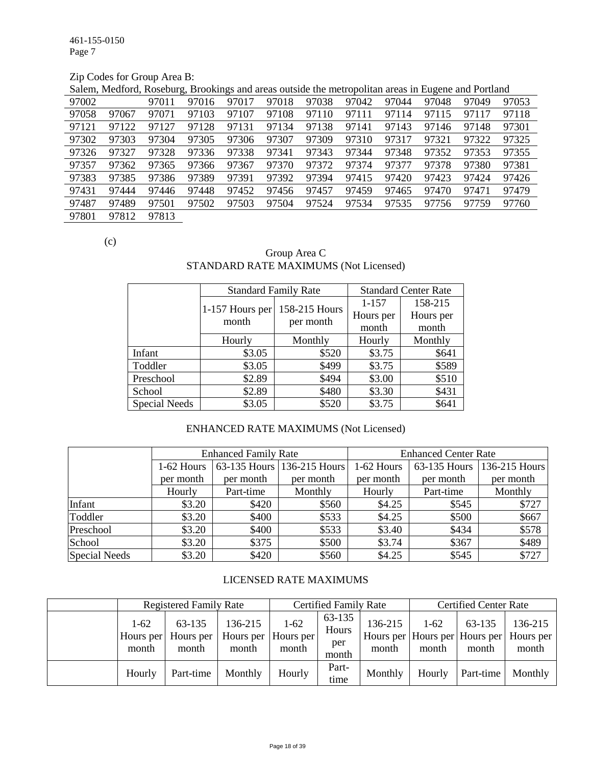Zip Codes for Group Area B:

Salem, Medford, Roseburg, Brookings and areas outside the metropolitan areas in Eugene and Portland

| | | | | | | | | | | | |
|---|---|---|---|---|---|---|---|---|---|---|---|
| 97002 | | 97011 | 97016 | 97017 | 97018 | 97038 | 97042 | 97044 | 97048 | 97049 | 97053 |
| 97058 | 97067 | 97071 | 97103 | 97107 | 97108 | 97110 | 97111 | 97114 | 97115 | 97117 | 97118 |
| 97121 | 97122 | 97127 | 97128 | 97131 | 97134 | 97138 | 97141 | 97143 | 97146 | 97148 | 97301 |
| 97302 | 97303 | 97304 | 97305 | 97306 | 97307 | 97309 | 97310 | 97317 | 97321 | 97322 | 97325 |
| 97326 | 97327 | 97328 | 97336 | 97338 | 97341 | 97343 | 97344 | 97348 | 97352 | 97353 | 97355 |
| 97357 | 97362 | 97365 | 97366 | 97367 | 97370 | 97372 | 97374 | 97377 | 97378 | 97380 | 97381 |
| 97383 | 97385 | 97386 | 97389 | 97391 | 97392 | 97394 | 97415 | 97420 | 97423 | 97424 | 97426 |
| 97431 | 97444 | 97446 | 97448 | 97452 | 97456 | 97457 | 97459 | 97465 | 97470 | 97471 | 97479 |
| 97487 | 97489 | 97501 | 97502 | 97503 | 97504 | 97524 | 97534 | 97535 | 97756 | 97759 | 97760 |
| 97801 | 97812 | 97813 | | | | | | | | | |

(c)

Group Area C

STANDARD RATE MAXIMUMS (Not Licensed)

| | Standard Family Rate | | Standard Center Rate | |
|---|---|---|---|---|
| | 1-157 Hours per month | 158-215 Hours per month | 1-157 Hours per month | 158-215 Hours per month |
| | Hourly | Monthly | Hourly | Monthly |
| Infant | $3.05 | $520 | $3.75 | $641 |
| Toddler | $3.05 | $499 | $3.75 | $589 |
| Preschool | $2.89 | $494 | $3.00 | $510 |
| School | $2.89 | $480 | $3.30 | $431 |
| Special Needs | $3.05 | $520 | $3.75 | $641 |

ENHANCED RATE MAXIMUMS (Not Licensed)

| | Enhanced Family Rate | | | Enhanced Center Rate | | |
|---|---|---|---|---|---|---|
| | 1-62 Hours per month | 63-135 Hours per month | 136-215 Hours per month | 1-62 Hours per month | 63-135 Hours per month | 136-215 Hours per month |
| | Hourly | Part-time | Monthly | Hourly | Part-time | Monthly |
| Infant | $3.20 | $420 | $560 | $4.25 | $545 | $727 |
| Toddler | $3.20 | $400 | $533 | $4.25 | $500 | $667 |
| Preschool | $3.20 | $400 | $533 | $3.40 | $434 | $578 |
| School | $3.20 | $375 | $500 | $3.74 | $367 | $489 |
| Special Needs | $3.20 | $420 | $560 | $4.25 | $545 | $727 |

LICENSED RATE MAXIMUMS

| | Registered Family Rate | | | Certified Family Rate | | | Certified Center Rate | | |
|---|---|---|---|---|---|---|---|---|---|
| | 1-62 Hours per month | 63-135 Hours per month | 136-215 Hours per month | 1-62 Hours per month | 63-135 Hours per month | 136-215 Hours per month | 1-62 Hours per month | 63-135 Hours per month | 136-215 Hours per month |
| | Hourly | Part-time | Monthly | Hourly | Part-time | Monthly | Hourly | Part-time | Monthly |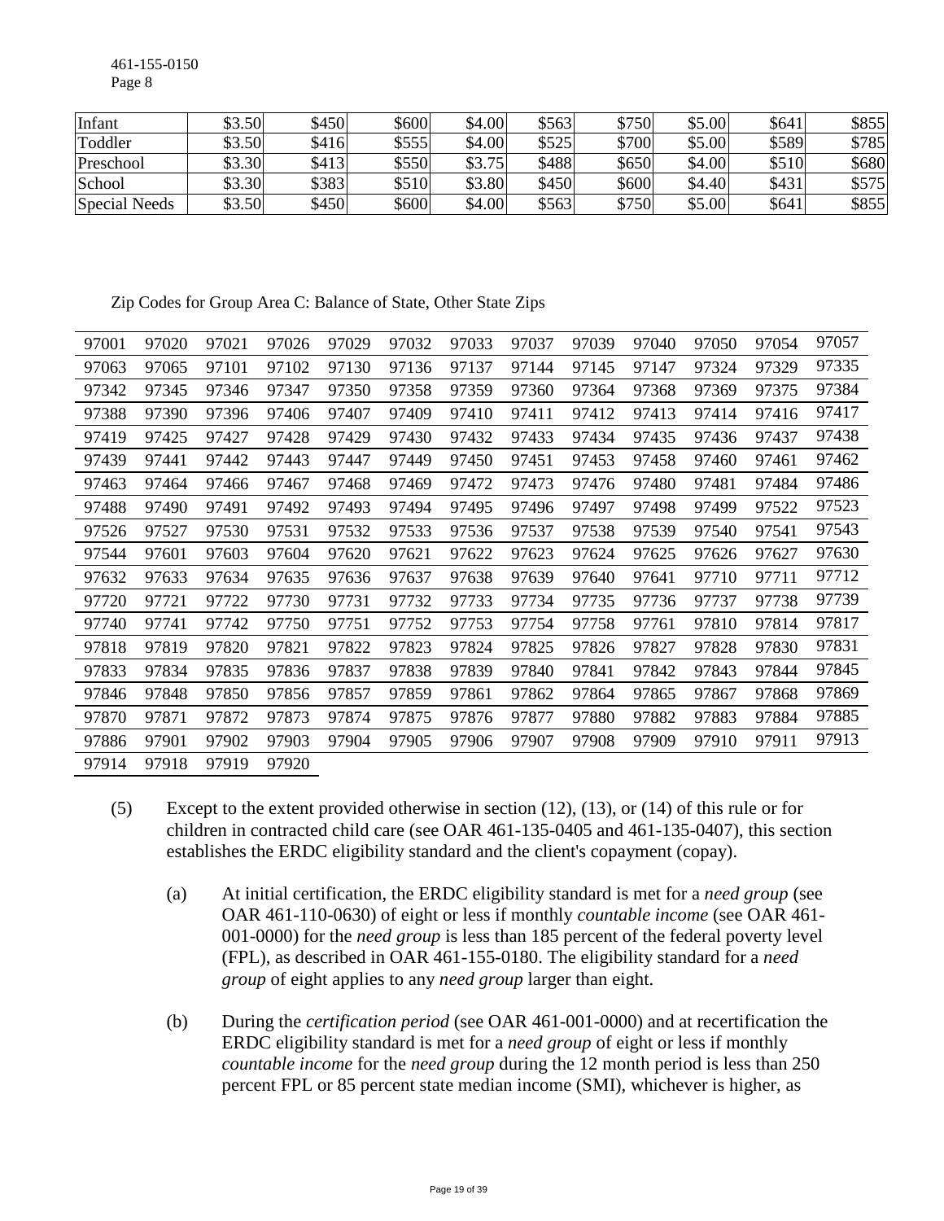| Infant | $3.50 | $450 | $600 | $4.00 | $563 | $750 | $5.00 | $641 | $855 |
|---|---|---|---|---|---|---|---|---|---|
| Toddler | $3.50 | $416 | $555 | $4.00 | $525 | $700 | $5.00 | $589 | $785 |
| Preschool | $3.30 | $413 | $550 | $3.75 | $488 | $650 | $4.00 | $510 | $680 |
| School | $3.30 | $383 | $510 | $3.80 | $450 | $600 | $4.40 | $431 | $575 |
| Special Needs | $3.50 | $450 | $600 | $4.00 | $563 | $750 | $5.00 | $641 | $855 |

Zip Codes for Group Area C: Balance of State, Other State Zips

| | | | | | | | | | | | | |
|---|---|---|---|---|---|---|---|---|---|---|---|---|
| 97001 | 97020 | 97021 | 97026 | 97029 | 97032 | 97033 | 97037 | 97039 | 97040 | 97050 | 97054 | 97057 |
| 97063 | 97065 | 97101 | 97102 | 97130 | 97136 | 97137 | 97144 | 97145 | 97147 | 97324 | 97329 | 97335 |
| 97342 | 97345 | 97346 | 97347 | 97350 | 97358 | 97359 | 97360 | 97364 | 97368 | 97369 | 97375 | 97384 |
| 97388 | 97390 | 97396 | 97406 | 97407 | 97409 | 97410 | 97411 | 97412 | 97413 | 97414 | 97416 | 97417 |
| 97419 | 97425 | 97427 | 97428 | 97429 | 97430 | 97432 | 97433 | 97434 | 97435 | 97436 | 97437 | 97438 |
| 97439 | 97441 | 97442 | 97443 | 97447 | 97449 | 97450 | 97451 | 97453 | 97458 | 97460 | 97461 | 97462 |
| 97463 | 97464 | 97466 | 97467 | 97468 | 97469 | 97472 | 97473 | 97476 | 97480 | 97481 | 97484 | 97486 |
| 97488 | 97490 | 97491 | 97492 | 97493 | 97494 | 97495 | 97496 | 97497 | 97498 | 97499 | 97522 | 97523 |
| 97526 | 97527 | 97530 | 97531 | 97532 | 97533 | 97536 | 97537 | 97538 | 97539 | 97540 | 97541 | 97543 |
| 97544 | 97601 | 97603 | 97604 | 97620 | 97621 | 97622 | 97623 | 97624 | 97625 | 97626 | 97627 | 97630 |
| 97632 | 97633 | 97634 | 97635 | 97636 | 97637 | 97638 | 97639 | 97640 | 97641 | 97710 | 97711 | 97712 |
| 97720 | 97721 | 97722 | 97730 | 97731 | 97732 | 97733 | 97734 | 97735 | 97736 | 97737 | 97738 | 97739 |
| 97740 | 97741 | 97742 | 97750 | 97751 | 97752 | 97753 | 97754 | 97758 | 97761 | 97810 | 97814 | 97817 |
| 97818 | 97819 | 97820 | 97821 | 97822 | 97823 | 97824 | 97825 | 97826 | 97827 | 97828 | 97830 | 97831 |
| 97833 | 97834 | 97835 | 97836 | 97837 | 97838 | 97839 | 97840 | 97841 | 97842 | 97843 | 97844 | 97845 |
| 97846 | 97848 | 97850 | 97856 | 97857 | 97859 | 97861 | 97862 | 97864 | 97865 | 97867 | 97868 | 97869 |
| 97870 | 97871 | 97872 | 97873 | 97874 | 97875 | 97876 | 97877 | 97880 | 97882 | 97883 | 97884 | 97885 |
| 97886 | 97901 | 97902 | 97903 | 97904 | 97905 | 97906 | 97907 | 97908 | 97909 | 97910 | 97911 | 97913 |
| 97914 | 97918 | 97919 | 97920 | | | | | | | | | |

(5) Except to the extent provided otherwise in section (12), (13), or (14) of this rule or for children in contracted child care (see OAR 461-135-0405 and 461-135-0407), this section establishes the ERDC eligibility standard and the client's copayment (copay).

(a) At initial certification, the ERDC eligibility standard is met for a *need group* (see OAR 461-110-0630) of eight or less if monthly *countable income* (see OAR 461-001-0000) for the *need group* is less than 185 percent of the federal poverty level (FPL), as described in OAR 461-155-0180. The eligibility standard for a *need group* of eight applies to any *need group* larger than eight.

(b) During the *certification period* (see OAR 461-001-0000) and at recertification the ERDC eligibility standard is met for a *need group* of eight or less if monthly *countable income* for the *need group* during the 12 month period is less than 250 percent FPL or 85 percent state median income (SMI), whichever is higher, as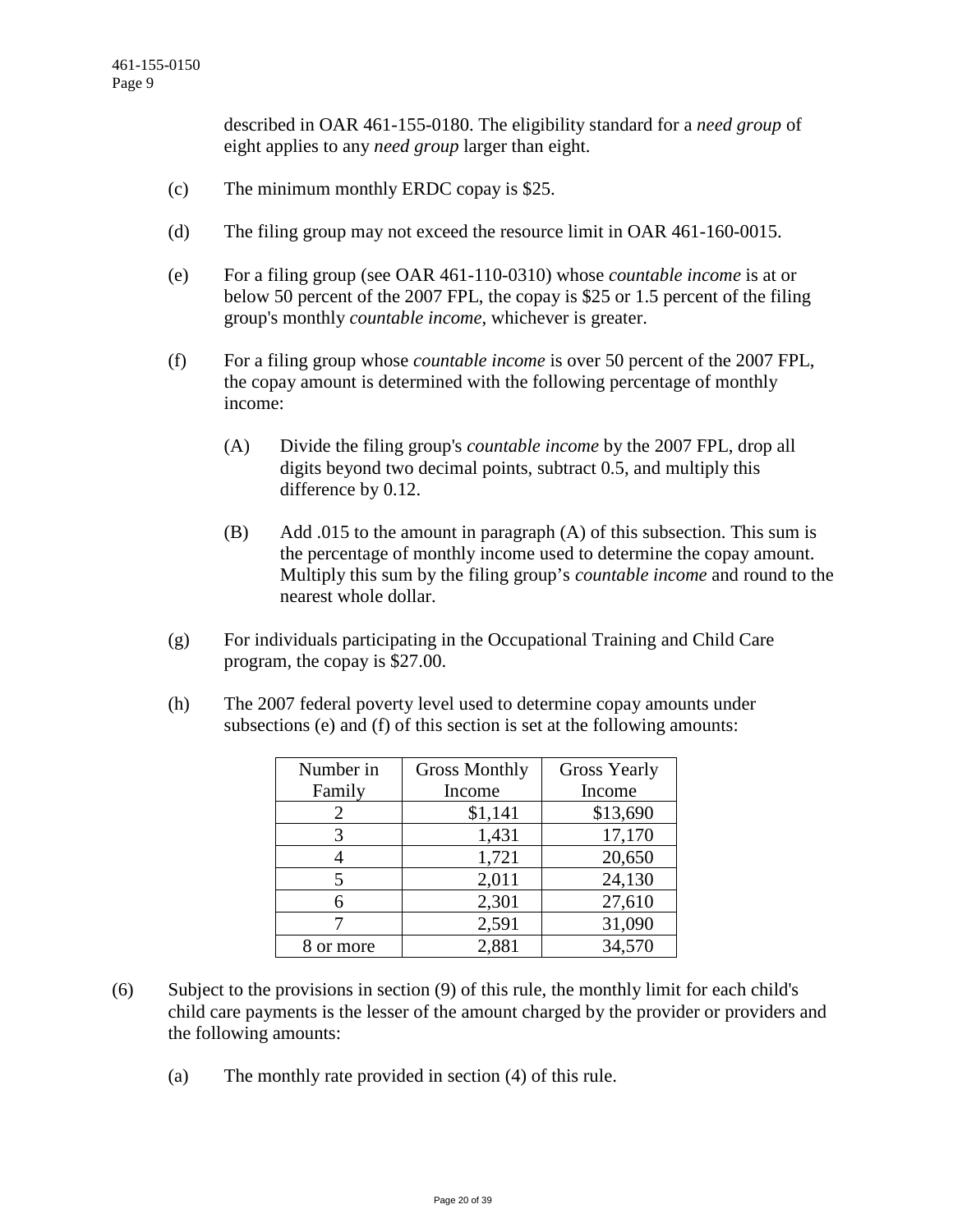described in OAR 461-155-0180. The eligibility standard for a *need group* of eight applies to any *need group* larger than eight.

(c) The minimum monthly ERDC copay is $25.

(d) The filing group may not exceed the resource limit in OAR 461-160-0015.

(e) For a filing group (see OAR 461-110-0310) whose *countable income* is at or below 50 percent of the 2007 FPL, the copay is $25 or 1.5 percent of the filing group's monthly *countable income*, whichever is greater.

(f) For a filing group whose *countable income* is over 50 percent of the 2007 FPL, the copay amount is determined with the following percentage of monthly income:

(A) Divide the filing group's *countable income* by the 2007 FPL, drop all digits beyond two decimal points, subtract 0.5, and multiply this difference by 0.12.

(B) Add .015 to the amount in paragraph (A) of this subsection. This sum is the percentage of monthly income used to determine the copay amount. Multiply this sum by the filing group's *countable income* and round to the nearest whole dollar.

(g) For individuals participating in the Occupational Training and Child Care program, the copay is $27.00.

(h) The 2007 federal poverty level used to determine copay amounts under subsections (e) and (f) of this section is set at the following amounts:

| Number in Family | Gross Monthly Income | Gross Yearly Income |
|---|---|---|
| 2 | $1,141 | $13,690 |
| 3 | 1,431 | 17,170 |
| 4 | 1,721 | 20,650 |
| 5 | 2,011 | 24,130 |
| 6 | 2,301 | 27,610 |
| 7 | 2,591 | 31,090 |
| 8 or more | 2,881 | 34,570 |

(6) Subject to the provisions in section (9) of this rule, the monthly limit for each child's child care payments is the lesser of the amount charged by the provider or providers and the following amounts:

(a) The monthly rate provided in section (4) of this rule.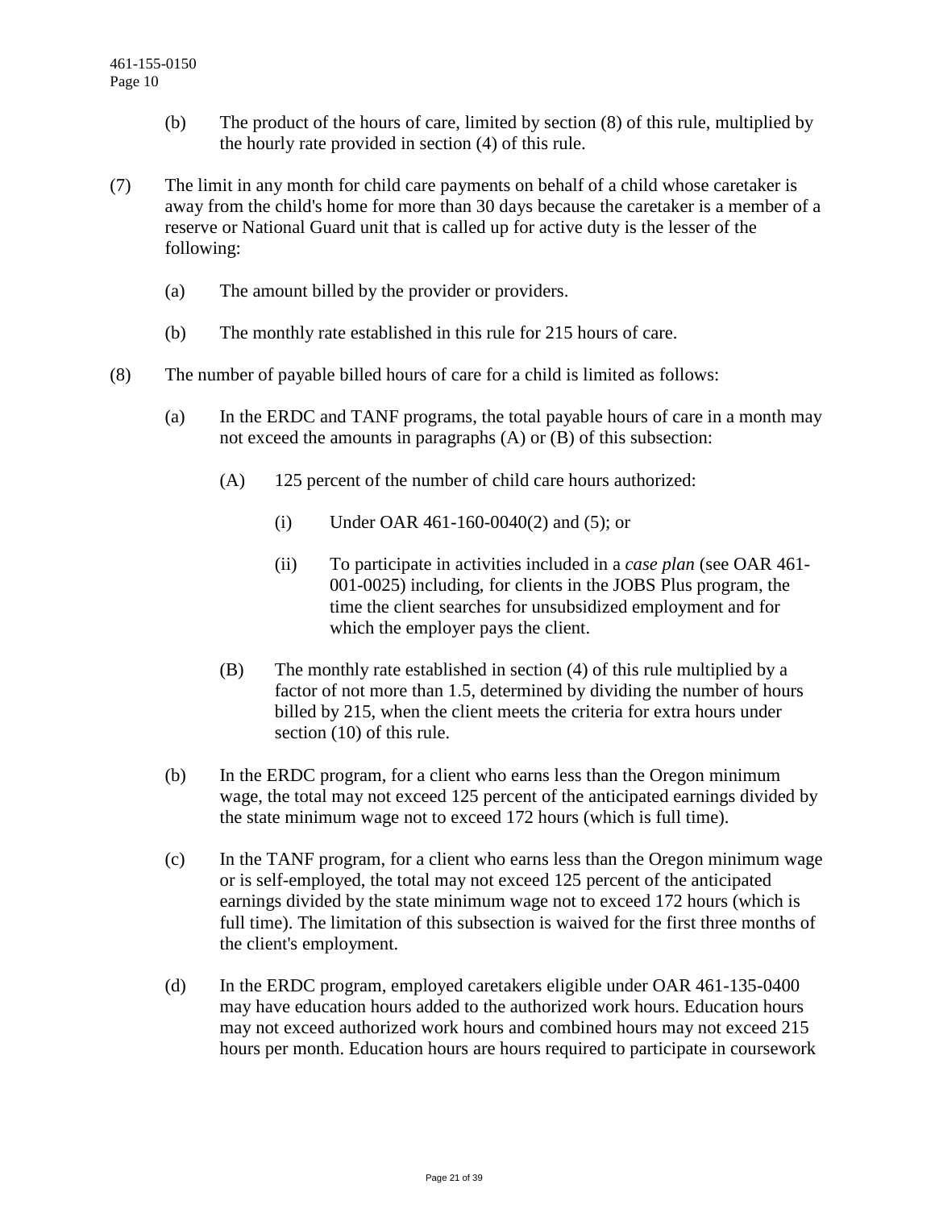(b) The product of the hours of care, limited by section (8) of this rule, multiplied by the hourly rate provided in section (4) of this rule.

(7) The limit in any month for child care payments on behalf of a child whose caretaker is away from the child's home for more than 30 days because the caretaker is a member of a reserve or National Guard unit that is called up for active duty is the lesser of the following:

(a) The amount billed by the provider or providers.

(b) The monthly rate established in this rule for 215 hours of care.

(8) The number of payable billed hours of care for a child is limited as follows:

(a) In the ERDC and TANF programs, the total payable hours of care in a month may not exceed the amounts in paragraphs (A) or (B) of this subsection:

(A) 125 percent of the number of child care hours authorized:

(i) Under OAR 461-160-0040(2) and (5); or

(ii) To participate in activities included in a *case plan* (see OAR 461-001-0025) including, for clients in the JOBS Plus program, the time the client searches for unsubsidized employment and for which the employer pays the client.

(B) The monthly rate established in section (4) of this rule multiplied by a factor of not more than 1.5, determined by dividing the number of hours billed by 215, when the client meets the criteria for extra hours under section (10) of this rule.

(b) In the ERDC program, for a client who earns less than the Oregon minimum wage, the total may not exceed 125 percent of the anticipated earnings divided by the state minimum wage not to exceed 172 hours (which is full time).

(c) In the TANF program, for a client who earns less than the Oregon minimum wage or is self-employed, the total may not exceed 125 percent of the anticipated earnings divided by the state minimum wage not to exceed 172 hours (which is full time). The limitation of this subsection is waived for the first three months of the client's employment.

(d) In the ERDC program, employed caretakers eligible under OAR 461-135-0400 may have education hours added to the authorized work hours. Education hours may not exceed authorized work hours and combined hours may not exceed 215 hours per month. Education hours are hours required to participate in coursework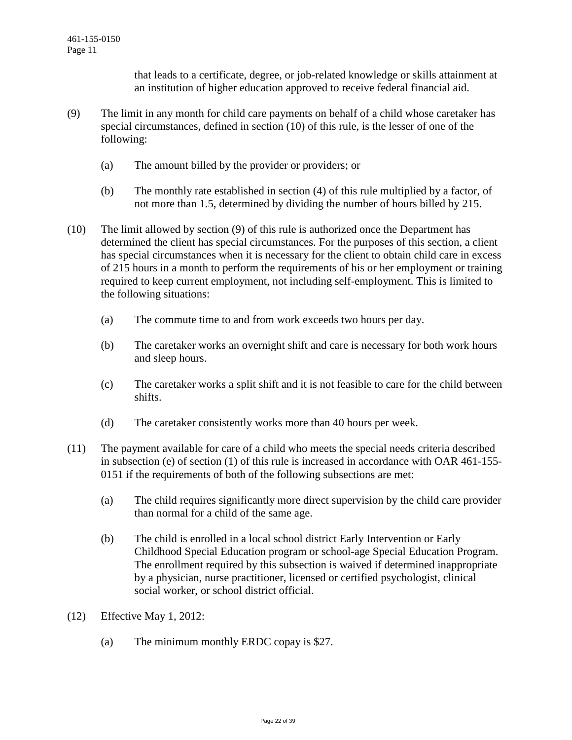that leads to a certificate, degree, or job-related knowledge or skills attainment at an institution of higher education approved to receive federal financial aid.

(9) The limit in any month for child care payments on behalf of a child whose caretaker has special circumstances, defined in section (10) of this rule, is the lesser of one of the following:

(a) The amount billed by the provider or providers; or

(b) The monthly rate established in section (4) of this rule multiplied by a factor, of not more than 1.5, determined by dividing the number of hours billed by 215.

(10) The limit allowed by section (9) of this rule is authorized once the Department has determined the client has special circumstances. For the purposes of this section, a client has special circumstances when it is necessary for the client to obtain child care in excess of 215 hours in a month to perform the requirements of his or her employment or training required to keep current employment, not including self-employment. This is limited to the following situations:

(a) The commute time to and from work exceeds two hours per day.

(b) The caretaker works an overnight shift and care is necessary for both work hours and sleep hours.

(c) The caretaker works a split shift and it is not feasible to care for the child between shifts.

(d) The caretaker consistently works more than 40 hours per week.

(11) The payment available for care of a child who meets the special needs criteria described in subsection (e) of section (1) of this rule is increased in accordance with OAR 461-155-0151 if the requirements of both of the following subsections are met:

(a) The child requires significantly more direct supervision by the child care provider than normal for a child of the same age.

(b) The child is enrolled in a local school district Early Intervention or Early Childhood Special Education program or school-age Special Education Program. The enrollment required by this subsection is waived if determined inappropriate by a physician, nurse practitioner, licensed or certified psychologist, clinical social worker, or school district official.

(12) Effective May 1, 2012:

(a) The minimum monthly ERDC copay is $27.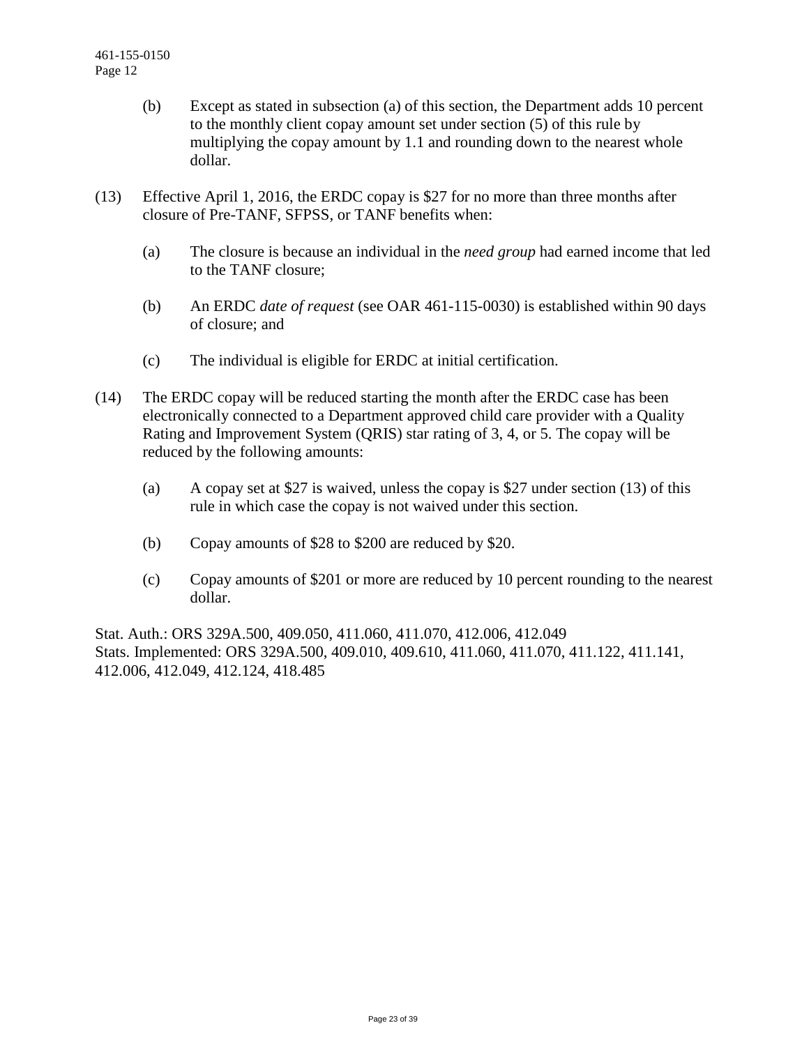(b) Except as stated in subsection (a) of this section, the Department adds 10 percent to the monthly client copay amount set under section (5) of this rule by multiplying the copay amount by 1.1 and rounding down to the nearest whole dollar.

(13) Effective April 1, 2016, the ERDC copay is $27 for no more than three months after closure of Pre-TANF, SFPSS, or TANF benefits when:

(a) The closure is because an individual in the *need group* had earned income that led to the TANF closure;

(b) An ERDC *date of request* (see OAR 461-115-0030) is established within 90 days of closure; and

(c) The individual is eligible for ERDC at initial certification.

(14) The ERDC copay will be reduced starting the month after the ERDC case has been electronically connected to a Department approved child care provider with a Quality Rating and Improvement System (QRIS) star rating of 3, 4, or 5. The copay will be reduced by the following amounts:

(a) A copay set at $27 is waived, unless the copay is $27 under section (13) of this rule in which case the copay is not waived under this section.

(b) Copay amounts of $28 to $200 are reduced by $20.

(c) Copay amounts of $201 or more are reduced by 10 percent rounding to the nearest dollar.

Stat. Auth.: ORS 329A.500, 409.050, 411.060, 411.070, 412.006, 412.049
Stats. Implemented: ORS 329A.500, 409.010, 409.610, 411.060, 411.070, 411.122, 411.141, 412.006, 412.049, 412.124, 418.485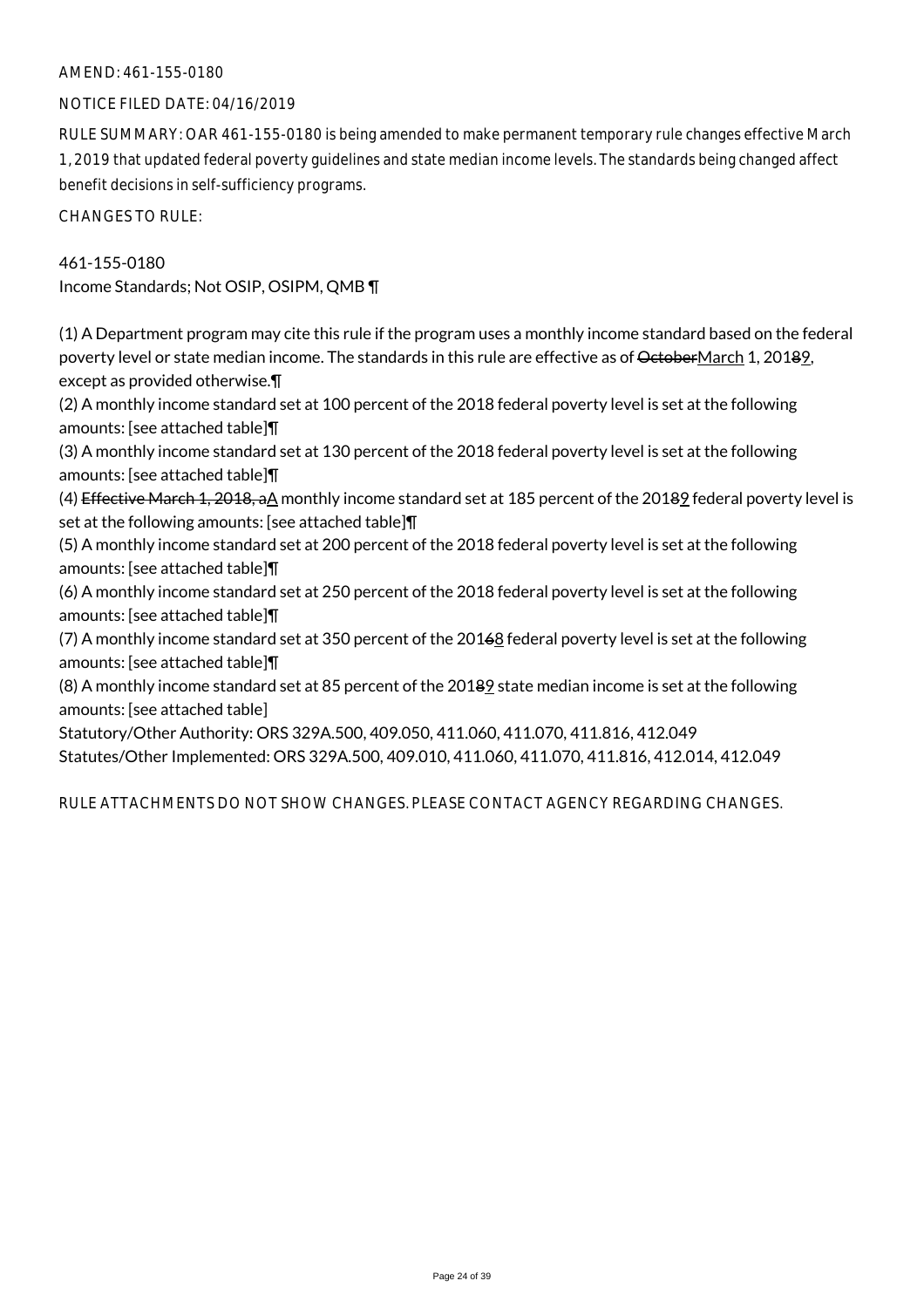AMEND: 461-155-0180

NOTICE FILED DATE: 04/16/2019

RULE SUMMARY: OAR 461-155-0180 is being amended to make permanent temporary rule changes effective March 1, 2019 that updated federal poverty guidelines and state median income levels. The standards being changed affect benefit decisions in self-sufficiency programs.

CHANGES TO RULE:

461-155-0180
Income Standards; Not OSIP, OSIPM, QMB ¶

(1) A Department program may cite this rule if the program uses a monthly income standard based on the federal poverty level or state median income. The standards in this rule are effective as of ~~October~~March 1, 201~~8~~9, except as provided otherwise.¶

(2) A monthly income standard set at 100 percent of the 2018 federal poverty level is set at the following amounts: [see attached table]¶

(3) A monthly income standard set at 130 percent of the 2018 federal poverty level is set at the following amounts: [see attached table]¶

(4) ~~Effective March 1, 2018, a~~A monthly income standard set at 185 percent of the 201~~8~~9 federal poverty level is set at the following amounts: [see attached table]¶

(5) A monthly income standard set at 200 percent of the 2018 federal poverty level is set at the following amounts: [see attached table]¶

(6) A monthly income standard set at 250 percent of the 2018 federal poverty level is set at the following amounts: [see attached table]¶

(7) A monthly income standard set at 350 percent of the 201~~6~~8 federal poverty level is set at the following amounts: [see attached table]¶

(8) A monthly income standard set at 85 percent of the 201~~8~~9 state median income is set at the following amounts: [see attached table]

Statutory/Other Authority: ORS 329A.500, 409.050, 411.060, 411.070, 411.816, 412.049

Statutes/Other Implemented: ORS 329A.500, 409.010, 411.060, 411.070, 411.816, 412.014, 412.049

RULE ATTACHMENTS DO NOT SHOW CHANGES. PLEASE CONTACT AGENCY REGARDING CHANGES.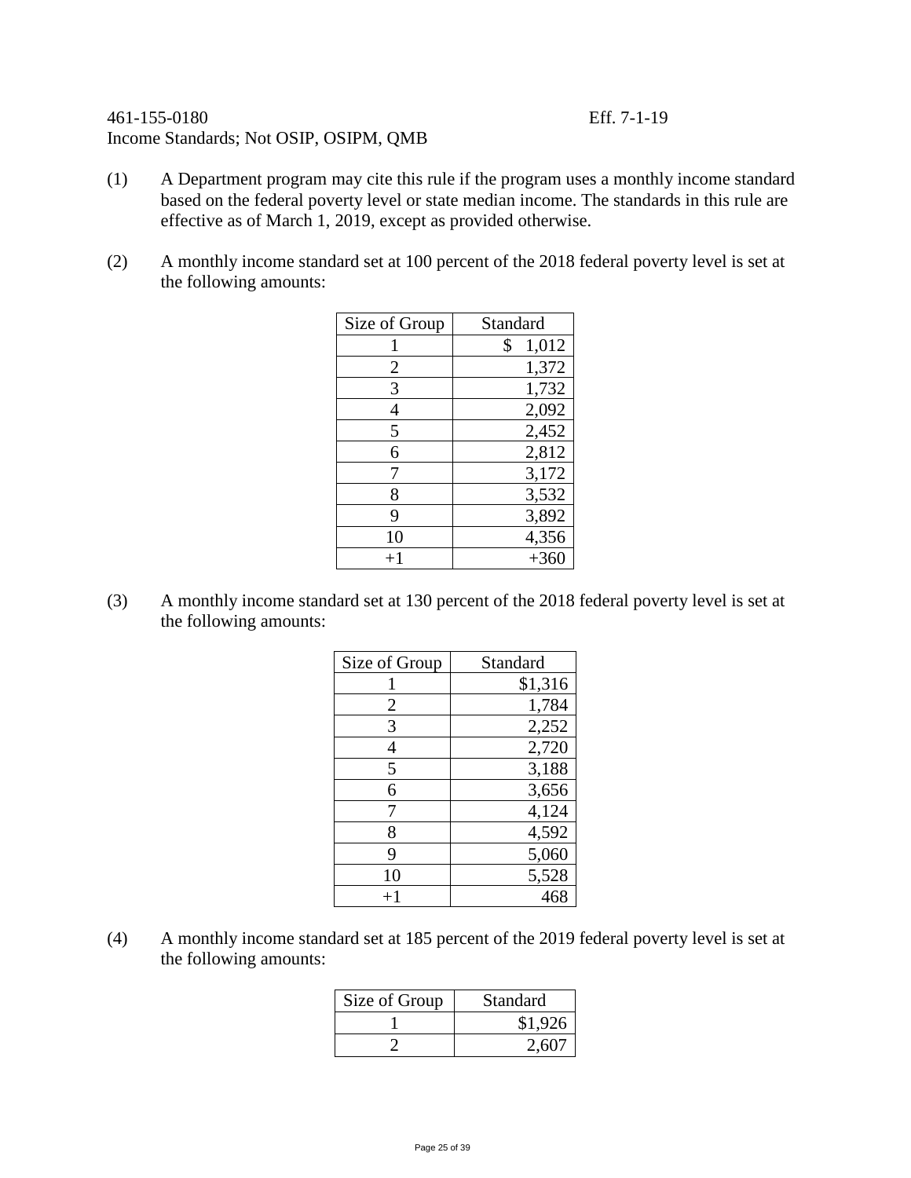461-155-0180 Eff. 7-1-19

Income Standards; Not OSIP, OSIPM, QMB

(1) A Department program may cite this rule if the program uses a monthly income standard based on the federal poverty level or state median income. The standards in this rule are effective as of March 1, 2019, except as provided otherwise.

(2) A monthly income standard set at 100 percent of the 2018 federal poverty level is set at the following amounts:

| Size of Group | Standard |
|---|---|
| 1 | $ 1,012 |
| 2 | 1,372 |
| 3 | 1,732 |
| 4 | 2,092 |
| 5 | 2,452 |
| 6 | 2,812 |
| 7 | 3,172 |
| 8 | 3,532 |
| 9 | 3,892 |
| 10 | 4,356 |
| +1 | +360 |

(3) A monthly income standard set at 130 percent of the 2018 federal poverty level is set at the following amounts:

| Size of Group | Standard |
|---|---|
| 1 | $1,316 |
| 2 | 1,784 |
| 3 | 2,252 |
| 4 | 2,720 |
| 5 | 3,188 |
| 6 | 3,656 |
| 7 | 4,124 |
| 8 | 4,592 |
| 9 | 5,060 |
| 10 | 5,528 |
| +1 | 468 |

(4) A monthly income standard set at 185 percent of the 2019 federal poverty level is set at the following amounts:

| Size of Group | Standard |
|---|---|
| 1 | $1,926 |
| 2 | 2,607 |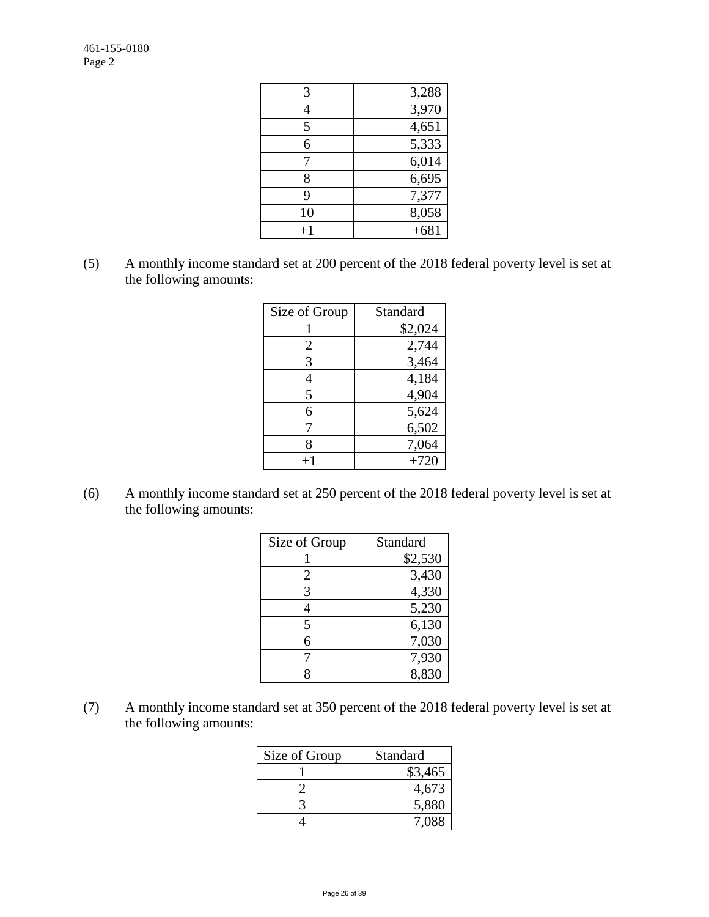| 3 | 3,288 |
|---|---|
| 4 | 3,970 |
| 5 | 4,651 |
| 6 | 5,333 |
| 7 | 6,014 |
| 8 | 6,695 |
| 9 | 7,377 |
| 10 | 8,058 |
| +1 | +681 |

(5) A monthly income standard set at 200 percent of the 2018 federal poverty level is set at the following amounts:

| Size of Group | Standard |
|---|---|
| 1 | $2,024 |
| 2 | 2,744 |
| 3 | 3,464 |
| 4 | 4,184 |
| 5 | 4,904 |
| 6 | 5,624 |
| 7 | 6,502 |
| 8 | 7,064 |
| +1 | +720 |

(6) A monthly income standard set at 250 percent of the 2018 federal poverty level is set at the following amounts:

| Size of Group | Standard |
|---|---|
| 1 | $2,530 |
| 2 | 3,430 |
| 3 | 4,330 |
| 4 | 5,230 |
| 5 | 6,130 |
| 6 | 7,030 |
| 7 | 7,930 |
| 8 | 8,830 |

(7) A monthly income standard set at 350 percent of the 2018 federal poverty level is set at the following amounts:

| Size of Group | Standard |
|---|---|
| 1 | $3,465 |
| 2 | 4,673 |
| 3 | 5,880 |
| 4 | 7,088 |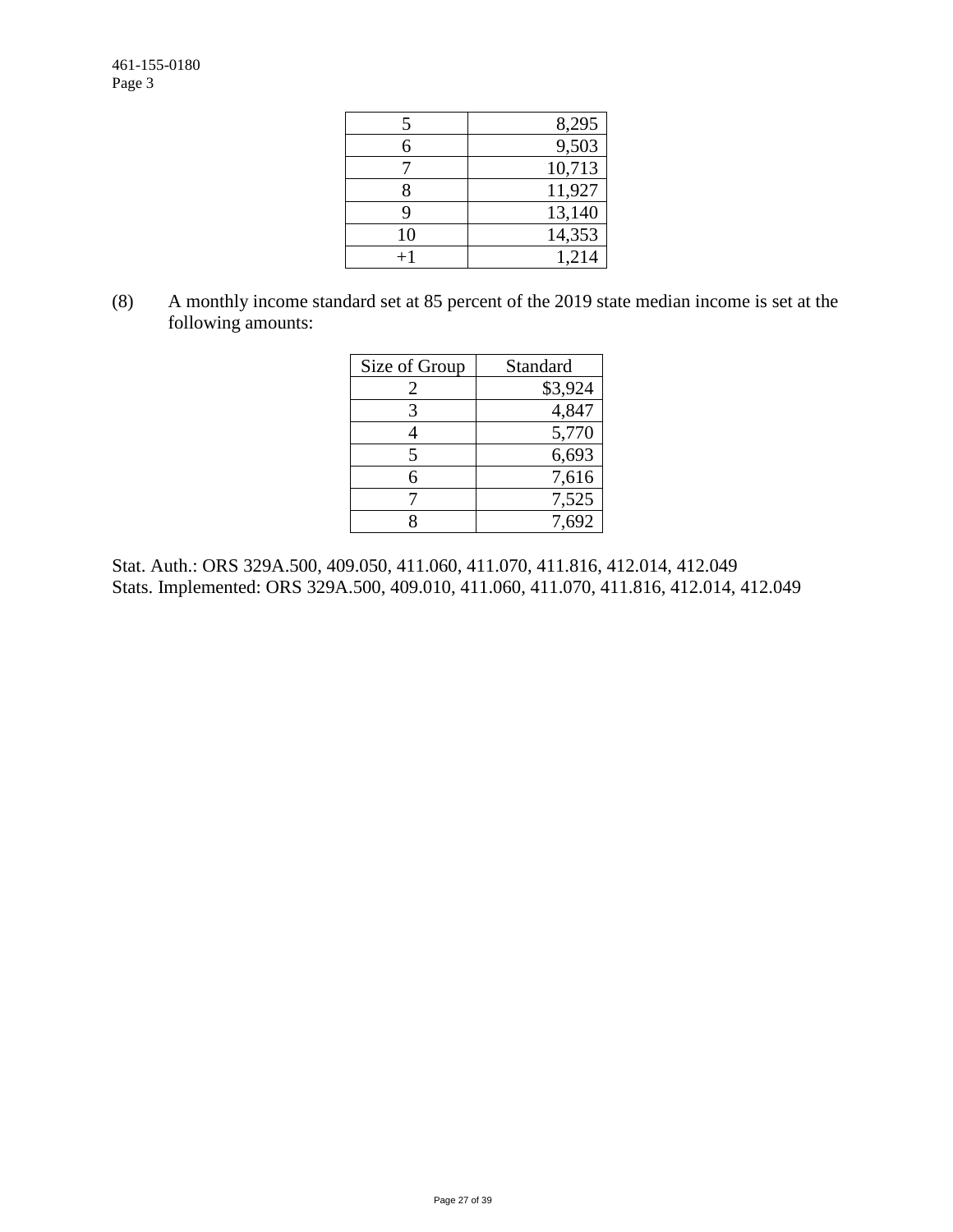| | |
|---|---|
| 5 | 8,295 |
| 6 | 9,503 |
| 7 | 10,713 |
| 8 | 11,927 |
| 9 | 13,140 |
| 10 | 14,353 |
| +1 | 1,214 |

(8) A monthly income standard set at 85 percent of the 2019 state median income is set at the following amounts:

| Size of Group | Standard |
|---|---|
| 2 | $3,924 |
| 3 | 4,847 |
| 4 | 5,770 |
| 5 | 6,693 |
| 6 | 7,616 |
| 7 | 7,525 |
| 8 | 7,692 |

Stat. Auth.: ORS 329A.500, 409.050, 411.060, 411.070, 411.816, 412.014, 412.049
Stats. Implemented: ORS 329A.500, 409.010, 411.060, 411.070, 411.816, 412.014, 412.049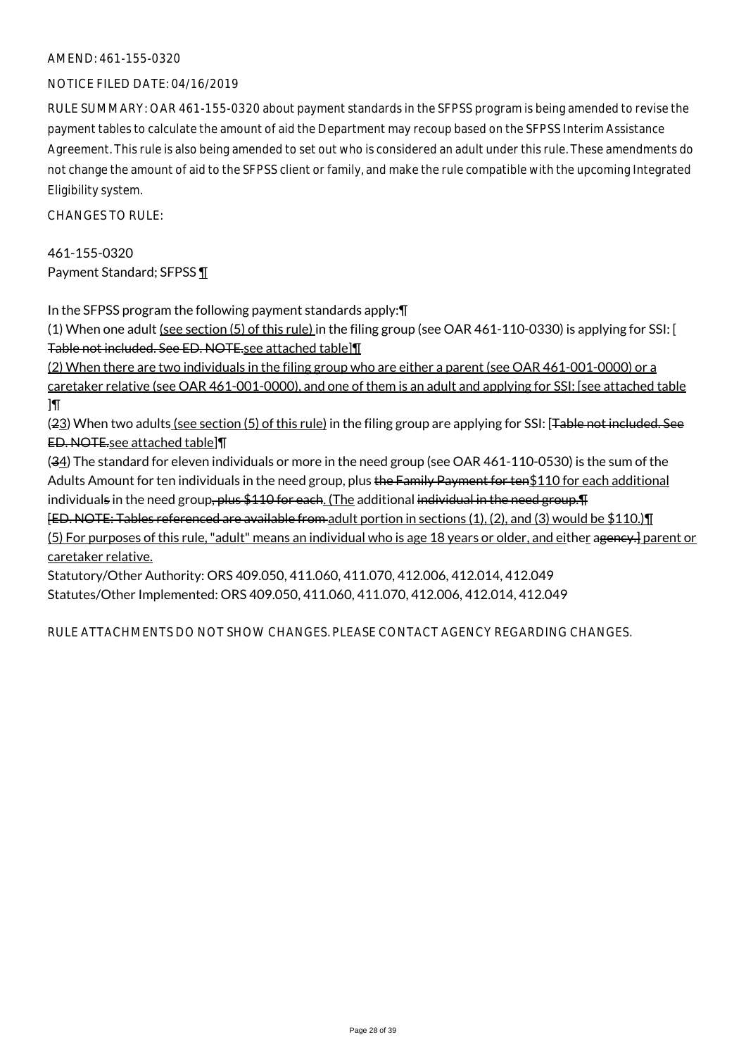AMEND: 461-155-0320

NOTICE FILED DATE: 04/16/2019

RULE SUMMARY: OAR 461-155-0320 about payment standards in the SFPSS program is being amended to revise the payment tables to calculate the amount of aid the Department may recoup based on the SFPSS Interim Assistance Agreement. This rule is also being amended to set out who is considered an adult under this rule. These amendments do not change the amount of aid to the SFPSS client or family, and make the rule compatible with the upcoming Integrated Eligibility system.

CHANGES TO RULE:

461-155-0320
Payment Standard; SFPSS ¶

In the SFPSS program the following payment standards apply:¶
(1) When one adult (see section (5) of this rule) in the filing group (see OAR 461-110-0330) is applying for SSI: [Table not included. See ED. NOTE.see attached table]¶
(2) When there are two individuals in the filing group who are either a parent (see OAR 461-001-0000) or a caretaker relative (see OAR 461-001-0000), and one of them is an adult and applying for SSI: [see attached table]¶
(23) When two adults (see section (5) of this rule) in the filing group are applying for SSI: [Table not included. See ED. NOTE.see attached table]¶
(34) The standard for eleven individuals or more in the need group (see OAR 461-110-0530) is the sum of the Adults Amount for ten individuals in the need group, plus the Family Payment for ten$110 for each additional individuals in the need group, plus $110 for each. (The additional individual in the need group.¶
[ED. NOTE: Tables referenced are available from adult portion in sections (1), (2), and (3) would be $110.)¶
(5) For purposes of this rule, "adult" means an individual who is age 18 years or older, and either agency.] parent or caretaker relative.

Statutory/Other Authority: ORS 409.050, 411.060, 411.070, 412.006, 412.014, 412.049
Statutes/Other Implemented: ORS 409.050, 411.060, 411.070, 412.006, 412.014, 412.049

RULE ATTACHMENTS DO NOT SHOW CHANGES. PLEASE CONTACT AGENCY REGARDING CHANGES.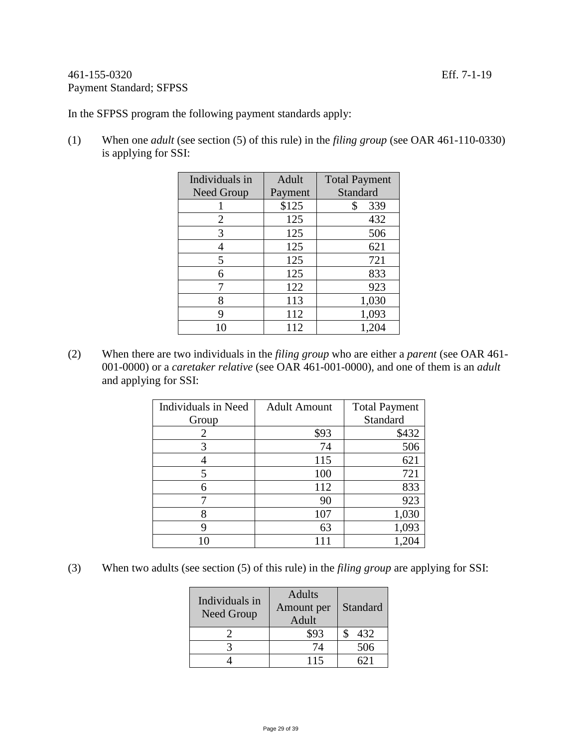461-155-0320 Eff. 7-1-19
Payment Standard; SFPSS

In the SFPSS program the following payment standards apply:

(1) When one *adult* (see section (5) of this rule) in the *filing group* (see OAR 461-110-0330) is applying for SSI:

| Individuals in Need Group | Adult Payment | Total Payment Standard |
|---|---|---|
| 1 | $125 | $ 339 |
| 2 | 125 | 432 |
| 3 | 125 | 506 |
| 4 | 125 | 621 |
| 5 | 125 | 721 |
| 6 | 125 | 833 |
| 7 | 122 | 923 |
| 8 | 113 | 1,030 |
| 9 | 112 | 1,093 |
| 10 | 112 | 1,204 |

(2) When there are two individuals in the *filing group* who are either a *parent* (see OAR 461-001-0000) or a *caretaker relative* (see OAR 461-001-0000), and one of them is an *adult* and applying for SSI:

| Individuals in Need Group | Adult Amount | Total Payment Standard |
|---|---|---|
| 2 | $93 | $432 |
| 3 | 74 | 506 |
| 4 | 115 | 621 |
| 5 | 100 | 721 |
| 6 | 112 | 833 |
| 7 | 90 | 923 |
| 8 | 107 | 1,030 |
| 9 | 63 | 1,093 |
| 10 | 111 | 1,204 |

(3) When two adults (see section (5) of this rule) in the *filing group* are applying for SSI:

| Individuals in Need Group | Adults Amount per Adult | Standard |
|---|---|---|
| 2 | $93 | $ 432 |
| 3 | 74 | 506 |
| 4 | 115 | 621 |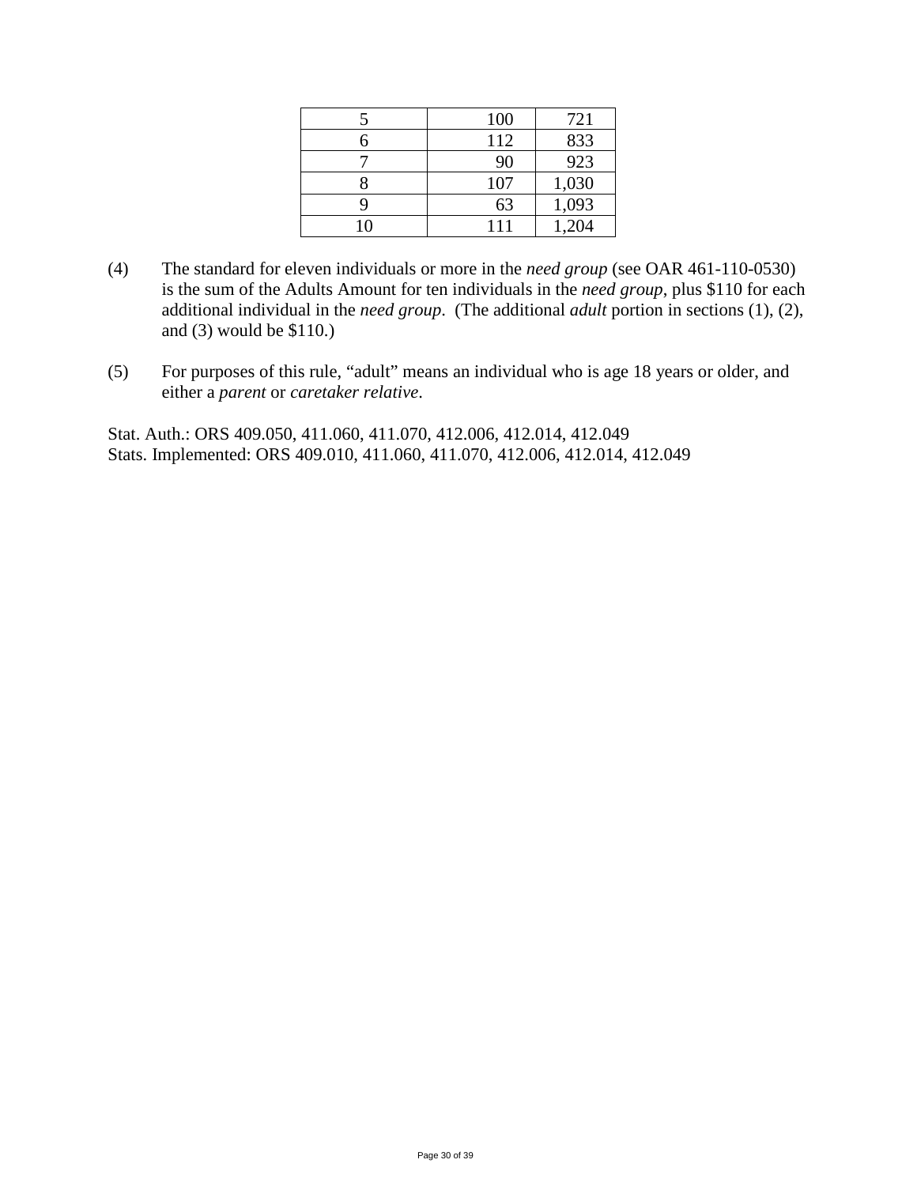| | | |
|---|---|---|
| 5 | 100 | 721 |
| 6 | 112 | 833 |
| 7 | 90 | 923 |
| 8 | 107 | 1,030 |
| 9 | 63 | 1,093 |
| 10 | 111 | 1,204 |

(4) The standard for eleven individuals or more in the *need group* (see OAR 461-110-0530) is the sum of the Adults Amount for ten individuals in the *need group*, plus $110 for each additional individual in the *need group*. (The additional *adult* portion in sections (1), (2), and (3) would be $110.)

(5) For purposes of this rule, "adult" means an individual who is age 18 years or older, and either a *parent* or *caretaker relative*.

Stat. Auth.: ORS 409.050, 411.060, 411.070, 412.006, 412.014, 412.049
Stats. Implemented: ORS 409.010, 411.060, 411.070, 412.006, 412.014, 412.049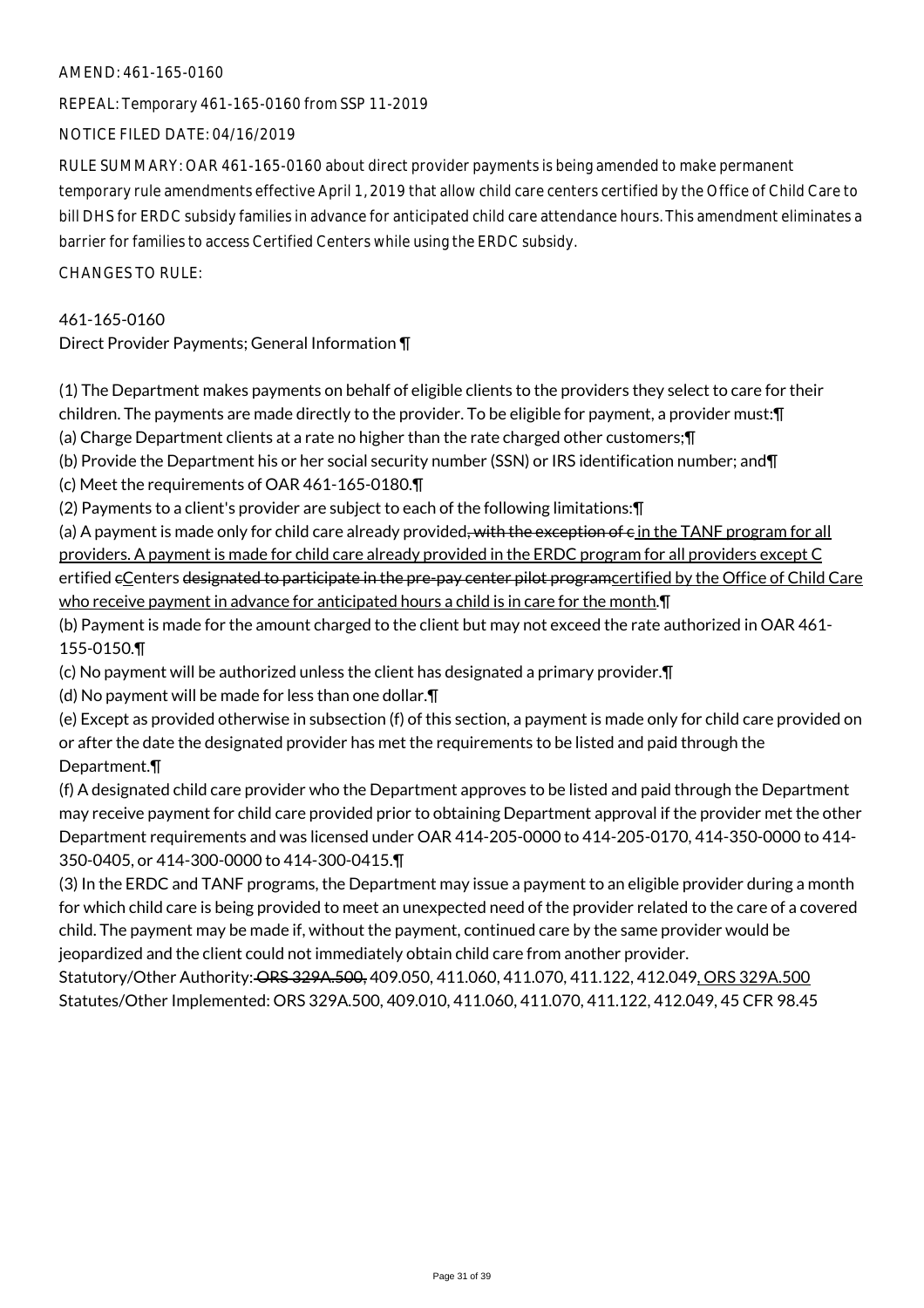AMEND: 461-165-0160

REPEAL: Temporary 461-165-0160 from SSP 11-2019

NOTICE FILED DATE: 04/16/2019

RULE SUMMARY: OAR 461-165-0160 about direct provider payments is being amended to make permanent temporary rule amendments effective April 1, 2019 that allow child care centers certified by the Office of Child Care to bill DHS for ERDC subsidy families in advance for anticipated child care attendance hours. This amendment eliminates a barrier for families to access Certified Centers while using the ERDC subsidy.

CHANGES TO RULE:

461-165-0160
Direct Provider Payments; General Information ¶

(1) The Department makes payments on behalf of eligible clients to the providers they select to care for their children. The payments are made directly to the provider. To be eligible for payment, a provider must:¶
(a) Charge Department clients at a rate no higher than the rate charged other customers;¶
(b) Provide the Department his or her social security number (SSN) or IRS identification number; and¶
(c) Meet the requirements of OAR 461-165-0180.¶
(2) Payments to a client's provider are subject to each of the following limitations:¶
(a) A payment is made only for child care already provided~~, with the exception of c~~ in the TANF program for all providers. A payment is made for child care already provided in the ERDC program for all providers except C ertified ~~c~~Centers ~~designated to participate in the pre-pay center pilot program~~certified by the Office of Child Care who receive payment in advance for anticipated hours a child is in care for the month.¶
(b) Payment is made for the amount charged to the client but may not exceed the rate authorized in OAR 461-155-0150.¶
(c) No payment will be authorized unless the client has designated a primary provider.¶
(d) No payment will be made for less than one dollar.¶
(e) Except as provided otherwise in subsection (f) of this section, a payment is made only for child care provided on or after the date the designated provider has met the requirements to be listed and paid through the Department.¶
(f) A designated child care provider who the Department approves to be listed and paid through the Department may receive payment for child care provided prior to obtaining Department approval if the provider met the other Department requirements and was licensed under OAR 414-205-0000 to 414-205-0170, 414-350-0000 to 414-350-0405, or 414-300-0000 to 414-300-0415.¶
(3) In the ERDC and TANF programs, the Department may issue a payment to an eligible provider during a month for which child care is being provided to meet an unexpected need of the provider related to the care of a covered child. The payment may be made if, without the payment, continued care by the same provider would be jeopardized and the client could not immediately obtain child care from another provider.
Statutory/Other Authority: ~~ORS 329A.500,~~ 409.050, 411.060, 411.070, 411.122, 412.049, ORS 329A.500
Statutes/Other Implemented: ORS 329A.500, 409.010, 411.060, 411.070, 411.122, 412.049, 45 CFR 98.45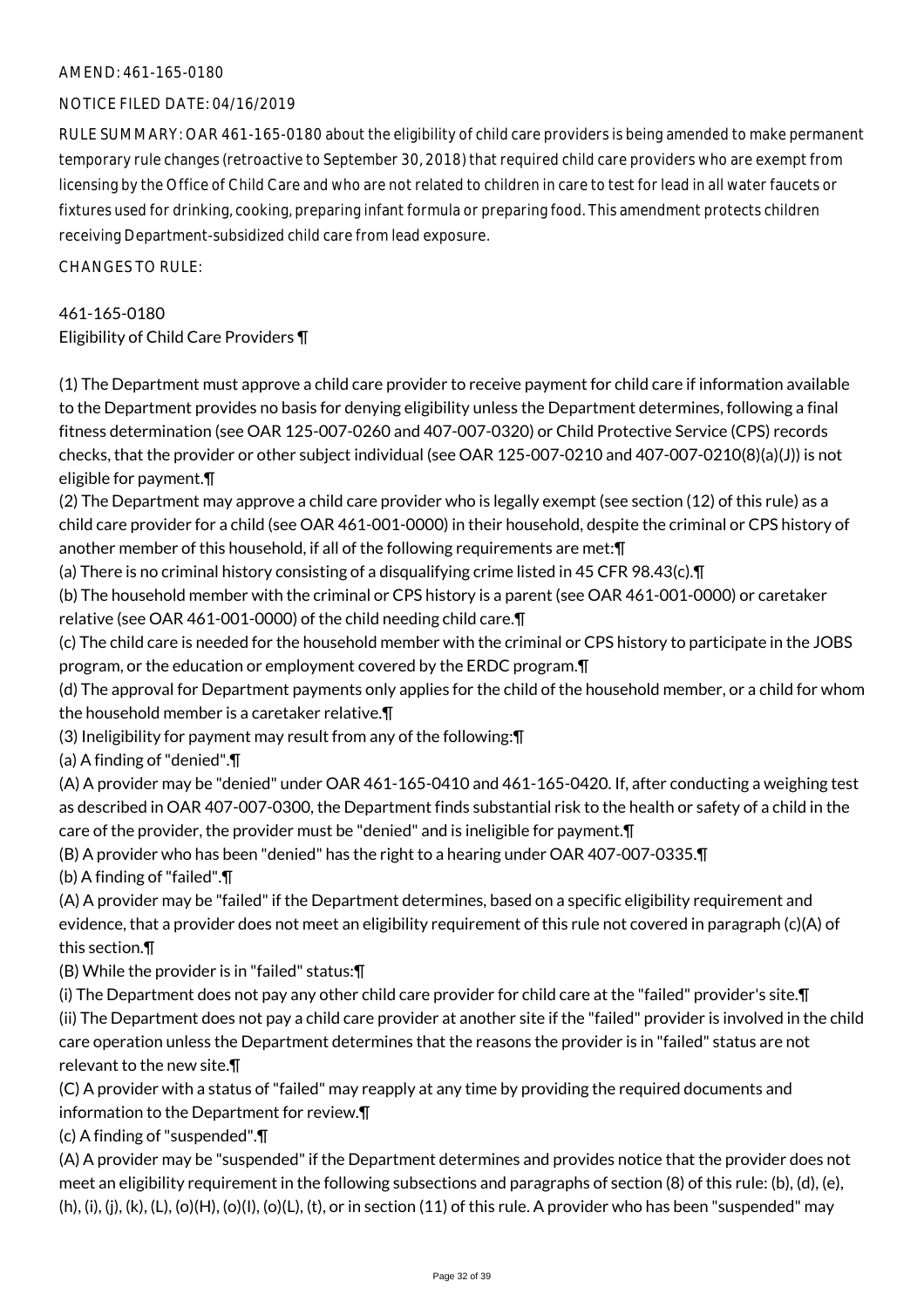AMEND: 461-165-0180

NOTICE FILED DATE: 04/16/2019

RULE SUMMARY: OAR 461-165-0180 about the eligibility of child care providers is being amended to make permanent temporary rule changes (retroactive to September 30, 2018) that required child care providers who are exempt from licensing by the Office of Child Care and who are not related to children in care to test for lead in all water faucets or fixtures used for drinking, cooking, preparing infant formula or preparing food. This amendment protects children receiving Department-subsidized child care from lead exposure.

CHANGES TO RULE:

461-165-0180
Eligibility of Child Care Providers ¶

(1) The Department must approve a child care provider to receive payment for child care if information available to the Department provides no basis for denying eligibility unless the Department determines, following a final fitness determination (see OAR 125-007-0260 and 407-007-0320) or Child Protective Service (CPS) records checks, that the provider or other subject individual (see OAR 125-007-0210 and 407-007-0210(8)(a)(J)) is not eligible for payment.¶

(2) The Department may approve a child care provider who is legally exempt (see section (12) of this rule) as a child care provider for a child (see OAR 461-001-0000) in their household, despite the criminal or CPS history of another member of this household, if all of the following requirements are met:¶

(a) There is no criminal history consisting of a disqualifying crime listed in 45 CFR 98.43(c).¶

(b) The household member with the criminal or CPS history is a parent (see OAR 461-001-0000) or caretaker relative (see OAR 461-001-0000) of the child needing child care.¶

(c) The child care is needed for the household member with the criminal or CPS history to participate in the JOBS program, or the education or employment covered by the ERDC program.¶

(d) The approval for Department payments only applies for the child of the household member, or a child for whom the household member is a caretaker relative.¶

(3) Ineligibility for payment may result from any of the following:¶

(a) A finding of "denied".¶

(A) A provider may be "denied" under OAR 461-165-0410 and 461-165-0420. If, after conducting a weighing test as described in OAR 407-007-0300, the Department finds substantial risk to the health or safety of a child in the care of the provider, the provider must be "denied" and is ineligible for payment.¶

(B) A provider who has been "denied" has the right to a hearing under OAR 407-007-0335.¶

(b) A finding of "failed".¶

(A) A provider may be "failed" if the Department determines, based on a specific eligibility requirement and evidence, that a provider does not meet an eligibility requirement of this rule not covered in paragraph (c)(A) of this section.¶

(B) While the provider is in "failed" status:¶

(i) The Department does not pay any other child care provider for child care at the "failed" provider's site.¶

(ii) The Department does not pay a child care provider at another site if the "failed" provider is involved in the child care operation unless the Department determines that the reasons the provider is in "failed" status are not relevant to the new site.¶

(C) A provider with a status of "failed" may reapply at any time by providing the required documents and information to the Department for review.¶

(c) A finding of "suspended".¶

(A) A provider may be "suspended" if the Department determines and provides notice that the provider does not meet an eligibility requirement in the following subsections and paragraphs of section (8) of this rule: (b), (d), (e), (h), (i), (j), (k), (L), (o)(H), (o)(I), (o)(L), (t), or in section (11) of this rule. A provider who has been "suspended" may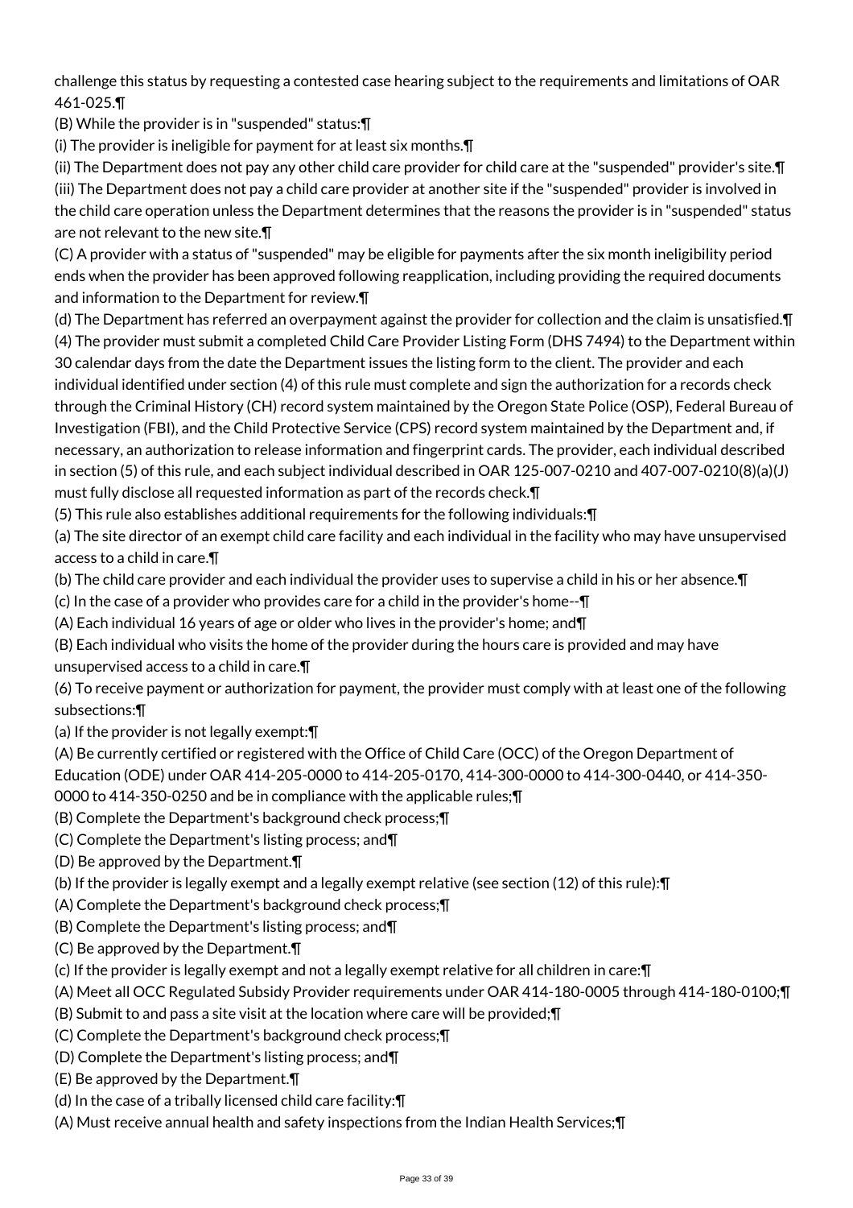challenge this status by requesting a contested case hearing subject to the requirements and limitations of OAR 461-025.¶

(B) While the provider is in "suspended" status:¶

(i) The provider is ineligible for payment for at least six months.¶

(ii) The Department does not pay any other child care provider for child care at the "suspended" provider's site.¶

(iii) The Department does not pay a child care provider at another site if the "suspended" provider is involved in the child care operation unless the Department determines that the reasons the provider is in "suspended" status are not relevant to the new site.¶

(C) A provider with a status of "suspended" may be eligible for payments after the six month ineligibility period ends when the provider has been approved following reapplication, including providing the required documents and information to the Department for review.¶

(d) The Department has referred an overpayment against the provider for collection and the claim is unsatisfied.¶

(4) The provider must submit a completed Child Care Provider Listing Form (DHS 7494) to the Department within 30 calendar days from the date the Department issues the listing form to the client. The provider and each individual identified under section (4) of this rule must complete and sign the authorization for a records check through the Criminal History (CH) record system maintained by the Oregon State Police (OSP), Federal Bureau of Investigation (FBI), and the Child Protective Service (CPS) record system maintained by the Department and, if necessary, an authorization to release information and fingerprint cards. The provider, each individual described in section (5) of this rule, and each subject individual described in OAR 125-007-0210 and 407-007-0210(8)(a)(J) must fully disclose all requested information as part of the records check.¶

(5) This rule also establishes additional requirements for the following individuals:¶

(a) The site director of an exempt child care facility and each individual in the facility who may have unsupervised access to a child in care.¶

(b) The child care provider and each individual the provider uses to supervise a child in his or her absence.¶

(c) In the case of a provider who provides care for a child in the provider's home--¶

(A) Each individual 16 years of age or older who lives in the provider's home; and¶

(B) Each individual who visits the home of the provider during the hours care is provided and may have unsupervised access to a child in care.¶

(6) To receive payment or authorization for payment, the provider must comply with at least one of the following subsections:¶

(a) If the provider is not legally exempt:¶

(A) Be currently certified or registered with the Office of Child Care (OCC) of the Oregon Department of Education (ODE) under OAR 414-205-0000 to 414-205-0170, 414-300-0000 to 414-300-0440, or 414-350-0000 to 414-350-0250 and be in compliance with the applicable rules;¶

(B) Complete the Department's background check process;¶

(C) Complete the Department's listing process; and¶

(D) Be approved by the Department.¶

(b) If the provider is legally exempt and a legally exempt relative (see section (12) of this rule):¶

(A) Complete the Department's background check process;¶

(B) Complete the Department's listing process; and¶

(C) Be approved by the Department.¶

(c) If the provider is legally exempt and not a legally exempt relative for all children in care:¶

(A) Meet all OCC Regulated Subsidy Provider requirements under OAR 414-180-0005 through 414-180-0100;¶

(B) Submit to and pass a site visit at the location where care will be provided;¶

(C) Complete the Department's background check process;¶

(D) Complete the Department's listing process; and¶

(E) Be approved by the Department.¶

(d) In the case of a tribally licensed child care facility:¶

(A) Must receive annual health and safety inspections from the Indian Health Services;¶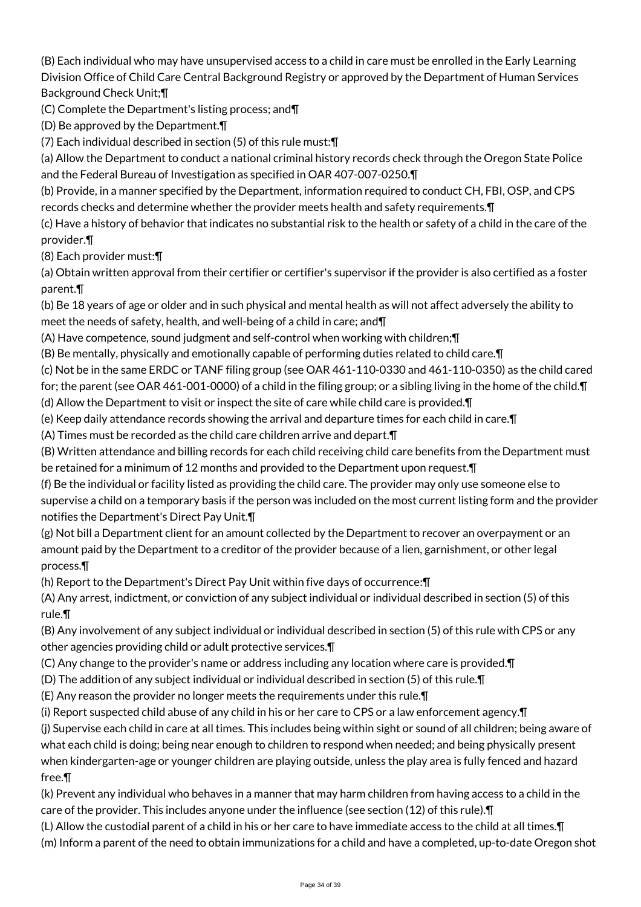(B) Each individual who may have unsupervised access to a child in care must be enrolled in the Early Learning Division Office of Child Care Central Background Registry or approved by the Department of Human Services Background Check Unit;¶

(C) Complete the Department's listing process; and¶

(D) Be approved by the Department.¶

(7) Each individual described in section (5) of this rule must:¶

(a) Allow the Department to conduct a national criminal history records check through the Oregon State Police and the Federal Bureau of Investigation as specified in OAR 407-007-0250.¶

(b) Provide, in a manner specified by the Department, information required to conduct CH, FBI, OSP, and CPS records checks and determine whether the provider meets health and safety requirements.¶

(c) Have a history of behavior that indicates no substantial risk to the health or safety of a child in the care of the provider.¶

(8) Each provider must:¶

(a) Obtain written approval from their certifier or certifier's supervisor if the provider is also certified as a foster parent.¶

(b) Be 18 years of age or older and in such physical and mental health as will not affect adversely the ability to meet the needs of safety, health, and well-being of a child in care; and¶

(A) Have competence, sound judgment and self-control when working with children;¶

(B) Be mentally, physically and emotionally capable of performing duties related to child care.¶

(c) Not be in the same ERDC or TANF filing group (see OAR 461-110-0330 and 461-110-0350) as the child cared for; the parent (see OAR 461-001-0000) of a child in the filing group; or a sibling living in the home of the child.¶

(d) Allow the Department to visit or inspect the site of care while child care is provided.¶

(e) Keep daily attendance records showing the arrival and departure times for each child in care.¶

(A) Times must be recorded as the child care children arrive and depart.¶

(B) Written attendance and billing records for each child receiving child care benefits from the Department must be retained for a minimum of 12 months and provided to the Department upon request.¶

(f) Be the individual or facility listed as providing the child care. The provider may only use someone else to supervise a child on a temporary basis if the person was included on the most current listing form and the provider notifies the Department's Direct Pay Unit.¶

(g) Not bill a Department client for an amount collected by the Department to recover an overpayment or an amount paid by the Department to a creditor of the provider because of a lien, garnishment, or other legal process.¶

(h) Report to the Department's Direct Pay Unit within five days of occurrence:¶

(A) Any arrest, indictment, or conviction of any subject individual or individual described in section (5) of this rule.¶

(B) Any involvement of any subject individual or individual described in section (5) of this rule with CPS or any other agencies providing child or adult protective services.¶

(C) Any change to the provider's name or address including any location where care is provided.¶

(D) The addition of any subject individual or individual described in section (5) of this rule.¶

(E) Any reason the provider no longer meets the requirements under this rule.¶

(i) Report suspected child abuse of any child in his or her care to CPS or a law enforcement agency.¶

(j) Supervise each child in care at all times. This includes being within sight or sound of all children; being aware of what each child is doing; being near enough to children to respond when needed; and being physically present when kindergarten-age or younger children are playing outside, unless the play area is fully fenced and hazard free.¶

(k) Prevent any individual who behaves in a manner that may harm children from having access to a child in the care of the provider. This includes anyone under the influence (see section (12) of this rule).¶

(L) Allow the custodial parent of a child in his or her care to have immediate access to the child at all times.¶

(m) Inform a parent of the need to obtain immunizations for a child and have a completed, up-to-date Oregon shot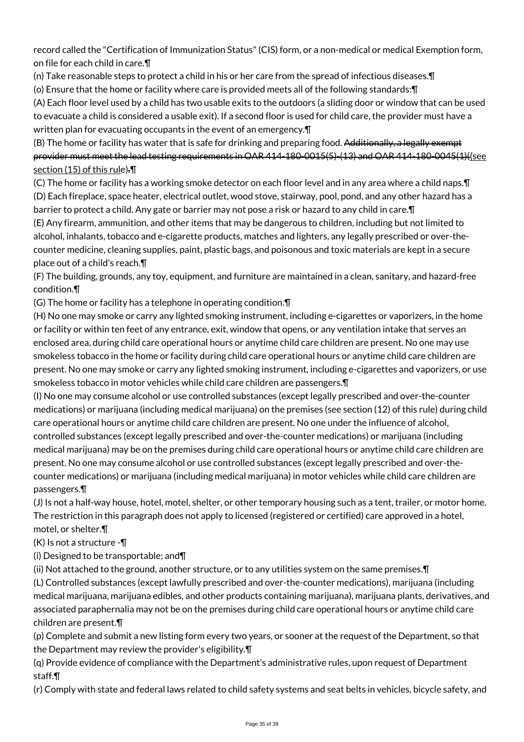record called the "Certification of Immunization Status" (CIS) form, or a non-medical or medical Exemption form, on file for each child in care.¶

(n) Take reasonable steps to protect a child in his or her care from the spread of infectious diseases.¶

(o) Ensure that the home or facility where care is provided meets all of the following standards:¶

(A) Each floor level used by a child has two usable exits to the outdoors (a sliding door or window that can be used to evacuate a child is considered a usable exit). If a second floor is used for child care, the provider must have a written plan for evacuating occupants in the event of an emergency.¶

(B) The home or facility has water that is safe for drinking and preparing food. ~~Additionally, a legally exempt provider must meet the lead testing requirements in OAR 414-180-0015(5)-(13) and OAR 414-180-0045(1)~~(see section (15) of this rule)~~.~~¶

(C) The home or facility has a working smoke detector on each floor level and in any area where a child naps.¶

(D) Each fireplace, space heater, electrical outlet, wood stove, stairway, pool, pond, and any other hazard has a barrier to protect a child. Any gate or barrier may not pose a risk or hazard to any child in care.¶

(E) Any firearm, ammunition, and other items that may be dangerous to children, including but not limited to alcohol, inhalants, tobacco and e-cigarette products, matches and lighters, any legally prescribed or over-the-counter medicine, cleaning supplies, paint, plastic bags, and poisonous and toxic materials are kept in a secure place out of a child's reach.¶

(F) The building, grounds, any toy, equipment, and furniture are maintained in a clean, sanitary, and hazard-free condition.¶

(G) The home or facility has a telephone in operating condition.¶

(H) No one may smoke or carry any lighted smoking instrument, including e-cigarettes or vaporizers, in the home or facility or within ten feet of any entrance, exit, window that opens, or any ventilation intake that serves an enclosed area, during child care operational hours or anytime child care children are present. No one may use smokeless tobacco in the home or facility during child care operational hours or anytime child care children are present. No one may smoke or carry any lighted smoking instrument, including e-cigarettes and vaporizers, or use smokeless tobacco in motor vehicles while child care children are passengers.¶

(I) No one may consume alcohol or use controlled substances (except legally prescribed and over-the-counter medications) or marijuana (including medical marijuana) on the premises (see section (12) of this rule) during child care operational hours or anytime child care children are present. No one under the influence of alcohol, controlled substances (except legally prescribed and over-the-counter medications) or marijuana (including medical marijuana) may be on the premises during child care operational hours or anytime child care children are present. No one may consume alcohol or use controlled substances (except legally prescribed and over-the-counter medications) or marijuana (including medical marijuana) in motor vehicles while child care children are passengers.¶

(J) Is not a half-way house, hotel, motel, shelter, or other temporary housing such as a tent, trailer, or motor home. The restriction in this paragraph does not apply to licensed (registered or certified) care approved in a hotel, motel, or shelter.¶

(K) Is not a structure -¶

(i) Designed to be transportable; and¶

(ii) Not attached to the ground, another structure, or to any utilities system on the same premises.¶

(L) Controlled substances (except lawfully prescribed and over-the-counter medications), marijuana (including medical marijuana, marijuana edibles, and other products containing marijuana), marijuana plants, derivatives, and associated paraphernalia may not be on the premises during child care operational hours or anytime child care children are present.¶

(p) Complete and submit a new listing form every two years, or sooner at the request of the Department, so that the Department may review the provider's eligibility.¶

(q) Provide evidence of compliance with the Department's administrative rules, upon request of Department staff.¶

(r) Comply with state and federal laws related to child safety systems and seat belts in vehicles, bicycle safety, and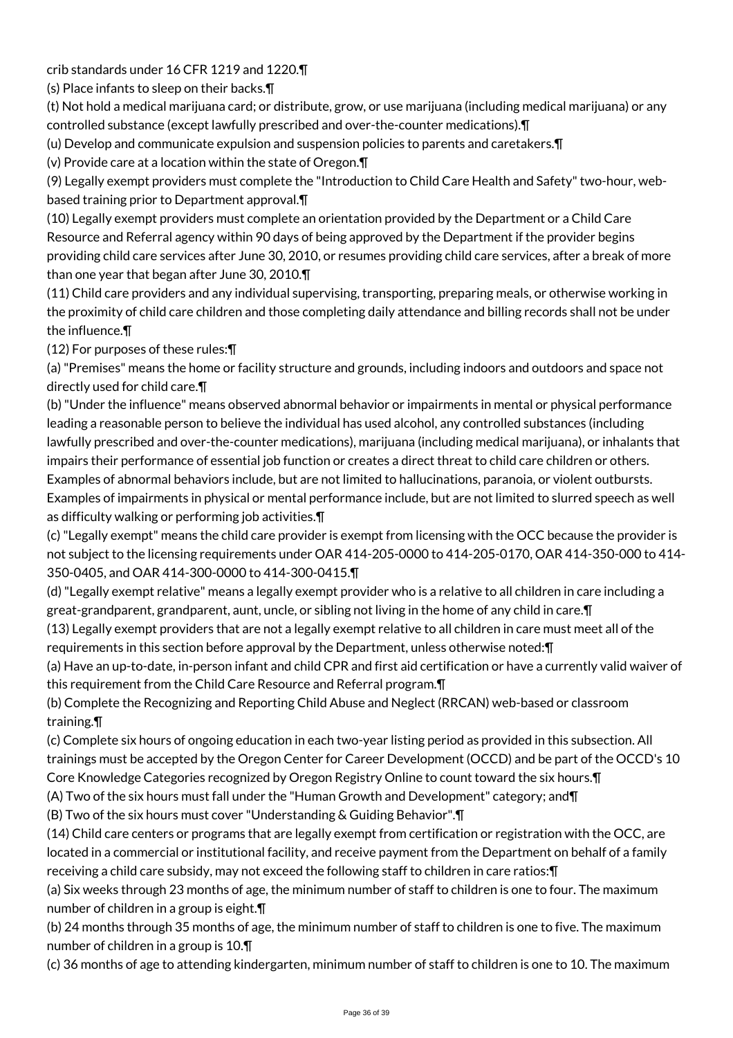crib standards under 16 CFR 1219 and 1220.¶

(s) Place infants to sleep on their backs.¶

(t) Not hold a medical marijuana card; or distribute, grow, or use marijuana (including medical marijuana) or any controlled substance (except lawfully prescribed and over-the-counter medications).¶

(u) Develop and communicate expulsion and suspension policies to parents and caretakers.¶

(v) Provide care at a location within the state of Oregon.¶

(9) Legally exempt providers must complete the "Introduction to Child Care Health and Safety" two-hour, web-based training prior to Department approval.¶

(10) Legally exempt providers must complete an orientation provided by the Department or a Child Care Resource and Referral agency within 90 days of being approved by the Department if the provider begins providing child care services after June 30, 2010, or resumes providing child care services, after a break of more than one year that began after June 30, 2010.¶

(11) Child care providers and any individual supervising, transporting, preparing meals, or otherwise working in the proximity of child care children and those completing daily attendance and billing records shall not be under the influence.¶

(12) For purposes of these rules:¶

(a) "Premises" means the home or facility structure and grounds, including indoors and outdoors and space not directly used for child care.¶

(b) "Under the influence" means observed abnormal behavior or impairments in mental or physical performance leading a reasonable person to believe the individual has used alcohol, any controlled substances (including lawfully prescribed and over-the-counter medications), marijuana (including medical marijuana), or inhalants that impairs their performance of essential job function or creates a direct threat to child care children or others. Examples of abnormal behaviors include, but are not limited to hallucinations, paranoia, or violent outbursts. Examples of impairments in physical or mental performance include, but are not limited to slurred speech as well as difficulty walking or performing job activities.¶

(c) "Legally exempt" means the child care provider is exempt from licensing with the OCC because the provider is not subject to the licensing requirements under OAR 414-205-0000 to 414-205-0170, OAR 414-350-000 to 414-350-0405, and OAR 414-300-0000 to 414-300-0415.¶

(d) "Legally exempt relative" means a legally exempt provider who is a relative to all children in care including a great-grandparent, grandparent, aunt, uncle, or sibling not living in the home of any child in care.¶

(13) Legally exempt providers that are not a legally exempt relative to all children in care must meet all of the requirements in this section before approval by the Department, unless otherwise noted:¶

(a) Have an up-to-date, in-person infant and child CPR and first aid certification or have a currently valid waiver of this requirement from the Child Care Resource and Referral program.¶

(b) Complete the Recognizing and Reporting Child Abuse and Neglect (RRCAN) web-based or classroom training.¶

(c) Complete six hours of ongoing education in each two-year listing period as provided in this subsection. All trainings must be accepted by the Oregon Center for Career Development (OCCD) and be part of the OCCD's 10 Core Knowledge Categories recognized by Oregon Registry Online to count toward the six hours.¶

(A) Two of the six hours must fall under the "Human Growth and Development" category; and¶

(B) Two of the six hours must cover "Understanding & Guiding Behavior".¶

(14) Child care centers or programs that are legally exempt from certification or registration with the OCC, are located in a commercial or institutional facility, and receive payment from the Department on behalf of a family receiving a child care subsidy, may not exceed the following staff to children in care ratios:¶

(a) Six weeks through 23 months of age, the minimum number of staff to children is one to four. The maximum number of children in a group is eight.¶

(b) 24 months through 35 months of age, the minimum number of staff to children is one to five. The maximum number of children in a group is 10.¶

(c) 36 months of age to attending kindergarten, minimum number of staff to children is one to 10. The maximum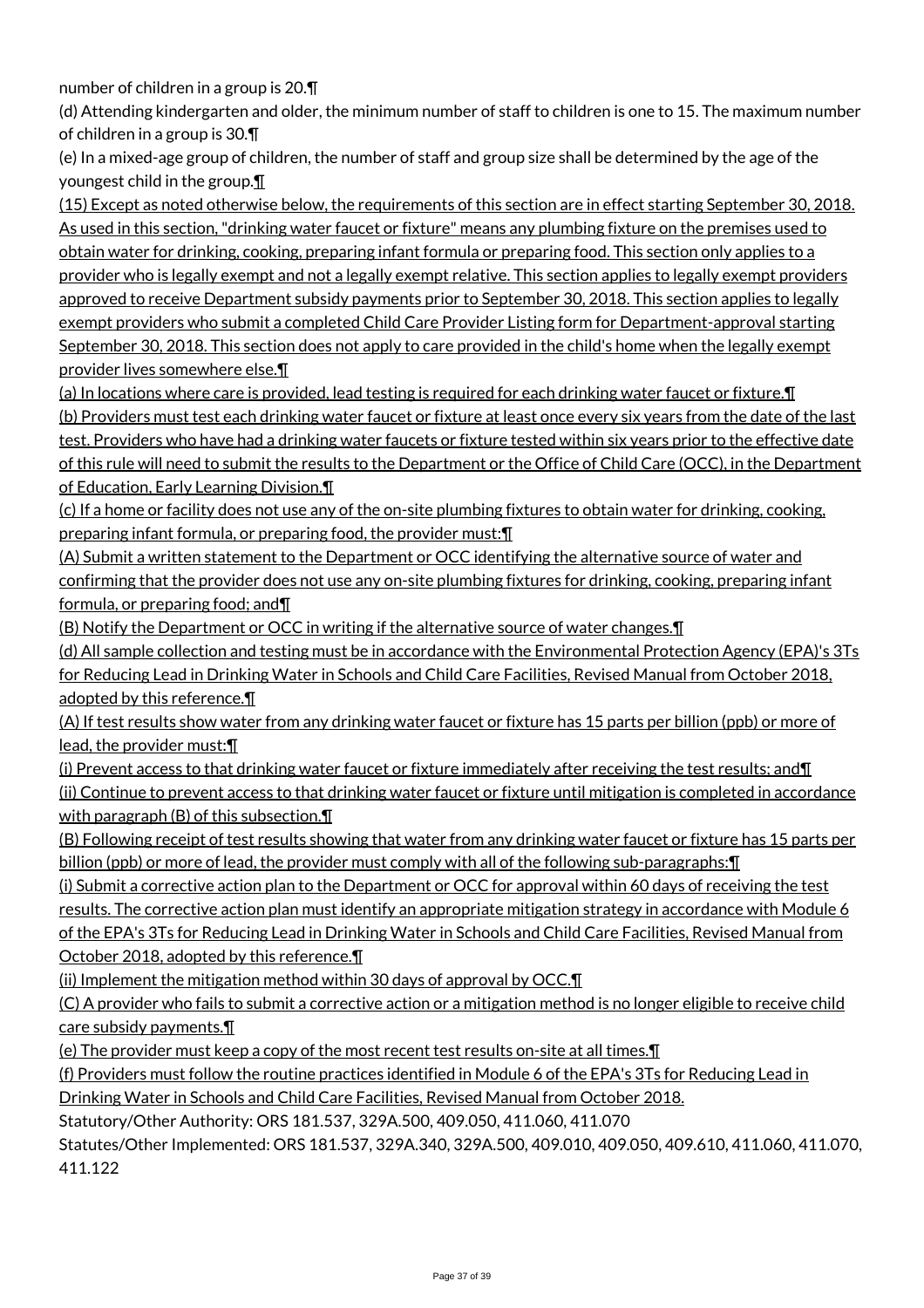number of children in a group is 20.¶

(d) Attending kindergarten and older, the minimum number of staff to children is one to 15. The maximum number of children in a group is 30.¶

(e) In a mixed-age group of children, the number of staff and group size shall be determined by the age of the youngest child in the group.¶

(15) Except as noted otherwise below, the requirements of this section are in effect starting September 30, 2018. As used in this section, "drinking water faucet or fixture" means any plumbing fixture on the premises used to obtain water for drinking, cooking, preparing infant formula or preparing food. This section only applies to a provider who is legally exempt and not a legally exempt relative. This section applies to legally exempt providers approved to receive Department subsidy payments prior to September 30, 2018. This section applies to legally exempt providers who submit a completed Child Care Provider Listing form for Department-approval starting September 30, 2018. This section does not apply to care provided in the child's home when the legally exempt provider lives somewhere else.¶

(a) In locations where care is provided, lead testing is required for each drinking water faucet or fixture.¶

(b) Providers must test each drinking water faucet or fixture at least once every six years from the date of the last test. Providers who have had a drinking water faucets or fixture tested within six years prior to the effective date of this rule will need to submit the results to the Department or the Office of Child Care (OCC), in the Department of Education, Early Learning Division.¶

(c) If a home or facility does not use any of the on-site plumbing fixtures to obtain water for drinking, cooking, preparing infant formula, or preparing food, the provider must:¶

(A) Submit a written statement to the Department or OCC identifying the alternative source of water and confirming that the provider does not use any on-site plumbing fixtures for drinking, cooking, preparing infant formula, or preparing food; and¶

(B) Notify the Department or OCC in writing if the alternative source of water changes.¶

(d) All sample collection and testing must be in accordance with the Environmental Protection Agency (EPA)'s 3Ts for Reducing Lead in Drinking Water in Schools and Child Care Facilities, Revised Manual from October 2018, adopted by this reference.¶

(A) If test results show water from any drinking water faucet or fixture has 15 parts per billion (ppb) or more of lead, the provider must:¶

(i) Prevent access to that drinking water faucet or fixture immediately after receiving the test results; and¶

(ii) Continue to prevent access to that drinking water faucet or fixture until mitigation is completed in accordance with paragraph (B) of this subsection.¶

(B) Following receipt of test results showing that water from any drinking water faucet or fixture has 15 parts per billion (ppb) or more of lead, the provider must comply with all of the following sub-paragraphs:¶

(i) Submit a corrective action plan to the Department or OCC for approval within 60 days of receiving the test results. The corrective action plan must identify an appropriate mitigation strategy in accordance with Module 6 of the EPA's 3Ts for Reducing Lead in Drinking Water in Schools and Child Care Facilities, Revised Manual from October 2018, adopted by this reference.¶

(ii) Implement the mitigation method within 30 days of approval by OCC.¶

(C) A provider who fails to submit a corrective action or a mitigation method is no longer eligible to receive child care subsidy payments.¶

(e) The provider must keep a copy of the most recent test results on-site at all times.¶

(f) Providers must follow the routine practices identified in Module 6 of the EPA's 3Ts for Reducing Lead in Drinking Water in Schools and Child Care Facilities, Revised Manual from October 2018.

Statutory/Other Authority: ORS 181.537, 329A.500, 409.050, 411.060, 411.070

Statutes/Other Implemented: ORS 181.537, 329A.340, 329A.500, 409.010, 409.050, 409.610, 411.060, 411.070, 411.122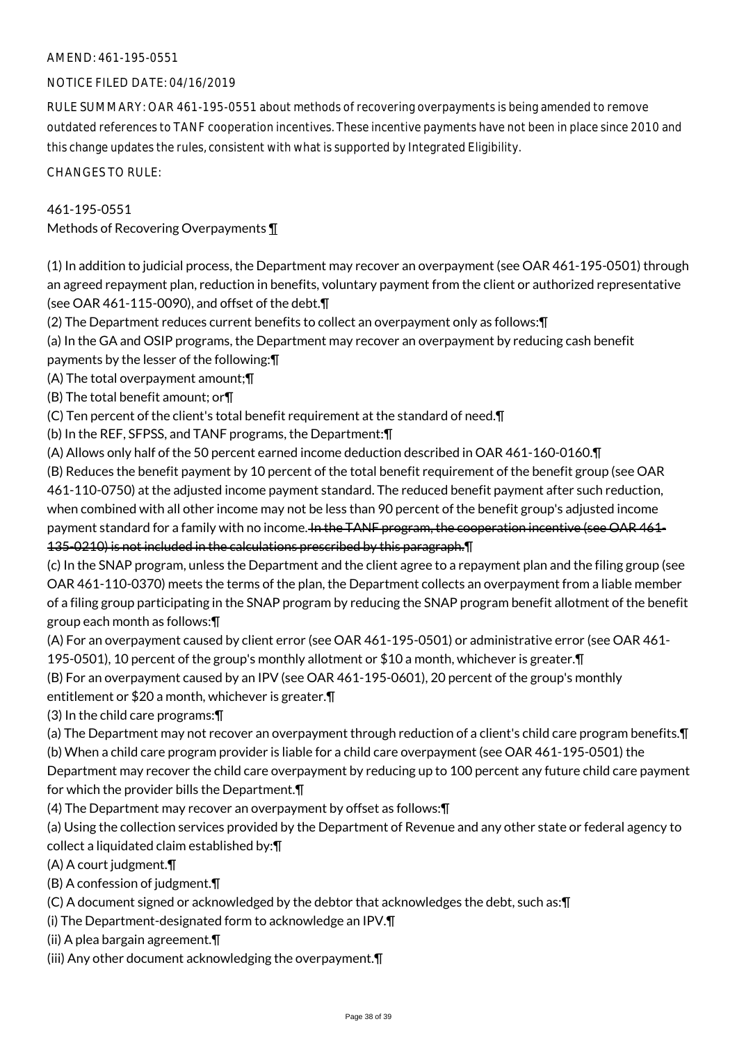AMEND: 461-195-0551

NOTICE FILED DATE: 04/16/2019

RULE SUMMARY: OAR 461-195-0551 about methods of recovering overpayments is being amended to remove outdated references to TANF cooperation incentives. These incentive payments have not been in place since 2010 and this change updates the rules, consistent with what is supported by Integrated Eligibility.

CHANGES TO RULE:

461-195-0551
Methods of Recovering Overpayments ¶

(1) In addition to judicial process, the Department may recover an overpayment (see OAR 461-195-0501) through an agreed repayment plan, reduction in benefits, voluntary payment from the client or authorized representative (see OAR 461-115-0090), and offset of the debt.¶

(2) The Department reduces current benefits to collect an overpayment only as follows:¶

(a) In the GA and OSIP programs, the Department may recover an overpayment by reducing cash benefit payments by the lesser of the following:¶

(A) The total overpayment amount;¶

(B) The total benefit amount; or¶

(C) Ten percent of the client's total benefit requirement at the standard of need.¶

(b) In the REF, SFPSS, and TANF programs, the Department:¶

(A) Allows only half of the 50 percent earned income deduction described in OAR 461-160-0160.¶

(B) Reduces the benefit payment by 10 percent of the total benefit requirement of the benefit group (see OAR 461-110-0750) at the adjusted income payment standard. The reduced benefit payment after such reduction, when combined with all other income may not be less than 90 percent of the benefit group's adjusted income payment standard for a family with no income. ~~In the TANF program, the cooperation incentive (see OAR 461-135-0210) is not included in the calculations prescribed by this paragraph.¶~~

(c) In the SNAP program, unless the Department and the client agree to a repayment plan and the filing group (see OAR 461-110-0370) meets the terms of the plan, the Department collects an overpayment from a liable member of a filing group participating in the SNAP program by reducing the SNAP program benefit allotment of the benefit group each month as follows:¶

(A) For an overpayment caused by client error (see OAR 461-195-0501) or administrative error (see OAR 461-195-0501), 10 percent of the group's monthly allotment or $10 a month, whichever is greater.¶

(B) For an overpayment caused by an IPV (see OAR 461-195-0601), 20 percent of the group's monthly entitlement or $20 a month, whichever is greater.¶

(3) In the child care programs:¶

(a) The Department may not recover an overpayment through reduction of a client's child care program benefits.¶

(b) When a child care program provider is liable for a child care overpayment (see OAR 461-195-0501) the Department may recover the child care overpayment by reducing up to 100 percent any future child care payment for which the provider bills the Department.¶

(4) The Department may recover an overpayment by offset as follows:¶

(a) Using the collection services provided by the Department of Revenue and any other state or federal agency to collect a liquidated claim established by:¶

(A) A court judgment.¶

(B) A confession of judgment.¶

(C) A document signed or acknowledged by the debtor that acknowledges the debt, such as:¶

(i) The Department-designated form to acknowledge an IPV.¶

(ii) A plea bargain agreement.¶

(iii) Any other document acknowledging the overpayment.¶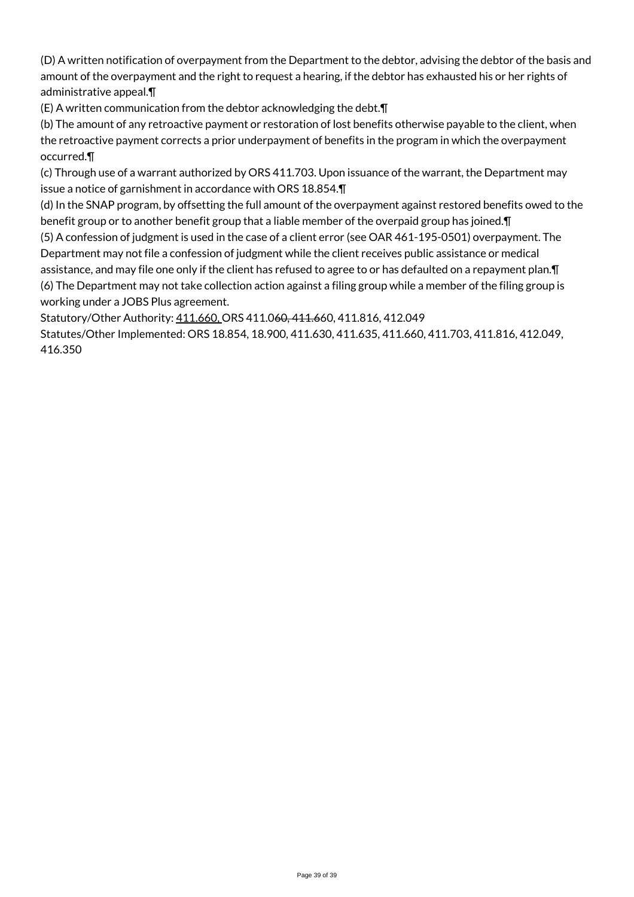(D) A written notification of overpayment from the Department to the debtor, advising the debtor of the basis and amount of the overpayment and the right to request a hearing, if the debtor has exhausted his or her rights of administrative appeal.¶

(E) A written communication from the debtor acknowledging the debt.¶

(b) The amount of any retroactive payment or restoration of lost benefits otherwise payable to the client, when the retroactive payment corrects a prior underpayment of benefits in the program in which the overpayment occurred.¶

(c) Through use of a warrant authorized by ORS 411.703. Upon issuance of the warrant, the Department may issue a notice of garnishment in accordance with ORS 18.854.¶

(d) In the SNAP program, by offsetting the full amount of the overpayment against restored benefits owed to the benefit group or to another benefit group that a liable member of the overpaid group has joined.¶

(5) A confession of judgment is used in the case of a client error (see OAR 461-195-0501) overpayment. The Department may not file a confession of judgment while the client receives public assistance or medical assistance, and may file one only if the client has refused to agree to or has defaulted on a repayment plan.¶

(6) The Department may not take collection action against a filing group while a member of the filing group is working under a JOBS Plus agreement.

Statutory/Other Authority: <u>411.660, </u>ORS 411.0~~60, 411.6~~60, 411.816, 412.049

Statutes/Other Implemented: ORS 18.854, 18.900, 411.630, 411.635, 411.660, 411.703, 411.816, 412.049, 416.350